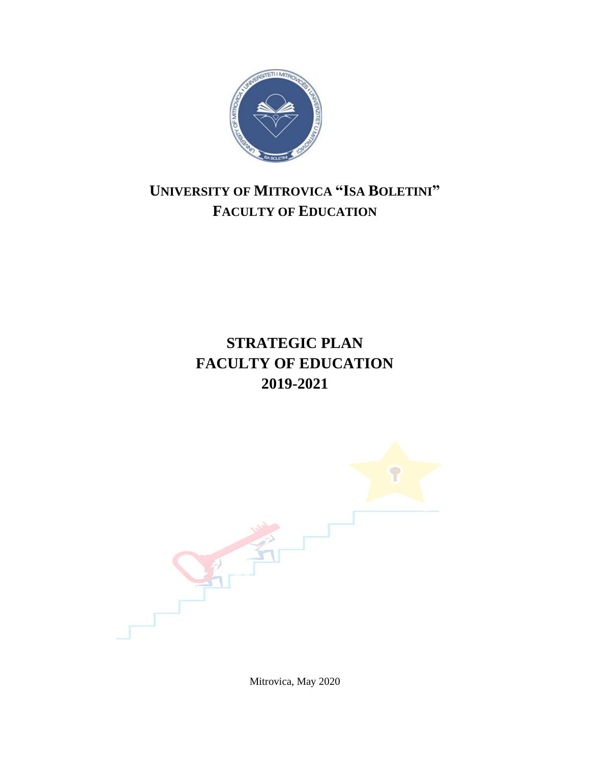**UNIVERSITY OF MITROVICA "ISA BOLETINI"**
**FACULTY OF EDUCATION**

# STRATEGIC PLAN
# FACULTY OF EDUCATION
# 2019-2021

Mitrovica, May 2020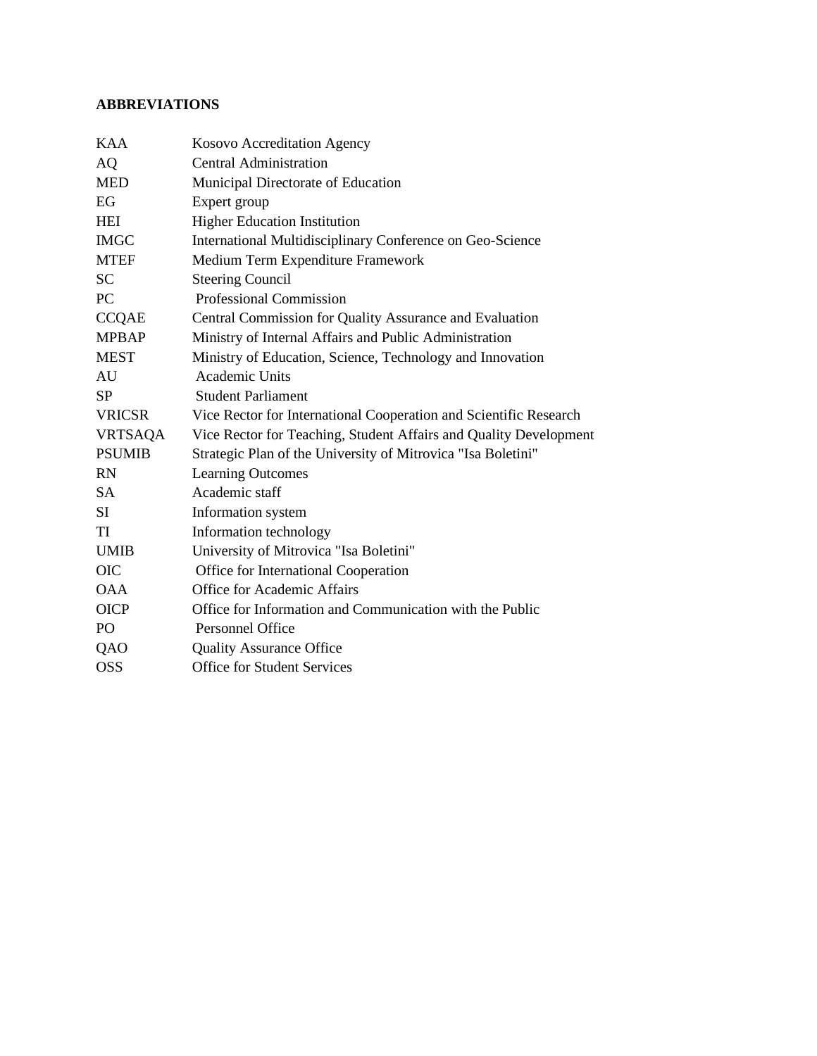## ABBREVIATIONS

| | |
|---|---|
| KAA | Kosovo Accreditation Agency |
| AQ | Central Administration |
| MED | Municipal Directorate of Education |
| EG | Expert group |
| HEI | Higher Education Institution |
| IMGC | International Multidisciplinary Conference on Geo-Science |
| MTEF | Medium Term Expenditure Framework |
| SC | Steering Council |
| PC | Professional Commission |
| CCQAE | Central Commission for Quality Assurance and Evaluation |
| MPBAP | Ministry of Internal Affairs and Public Administration |
| MEST | Ministry of Education, Science, Technology and Innovation |
| AU | Academic Units |
| SP | Student Parliament |
| VRICSR | Vice Rector for International Cooperation and Scientific Research |
| VRTSAQA | Vice Rector for Teaching, Student Affairs and Quality Development |
| PSUMIB | Strategic Plan of the University of Mitrovica "Isa Boletini" |
| RN | Learning Outcomes |
| SA | Academic staff |
| SI | Information system |
| TI | Information technology |
| UMIB | University of Mitrovica "Isa Boletini" |
| OIC | Office for International Cooperation |
| OAA | Office for Academic Affairs |
| OICP | Office for Information and Communication with the Public |
| PO | Personnel Office |
| QAO | Quality Assurance Office |
| OSS | Office for Student Services |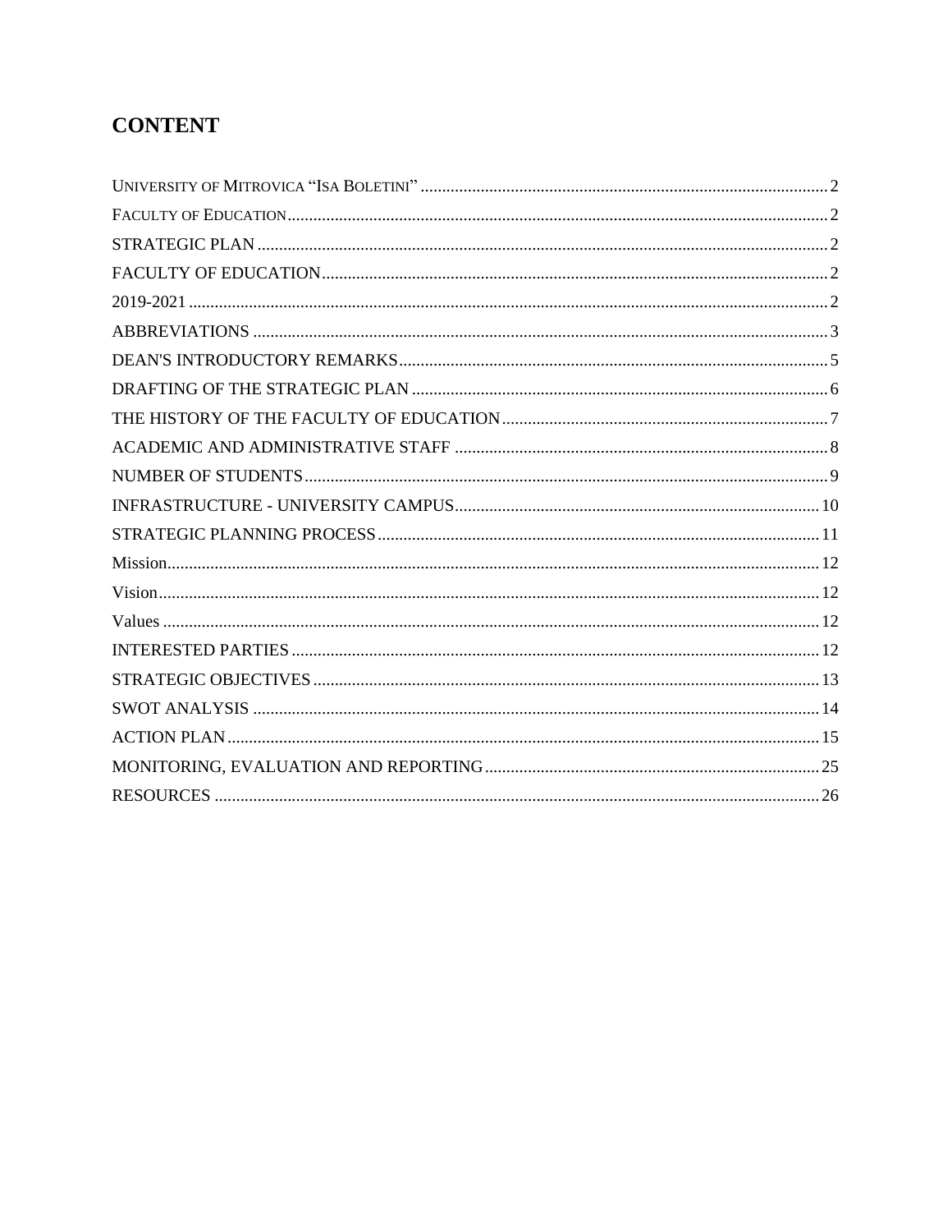# CONTENT

UNIVERSITY OF MITROVICA "ISA BOLETINI" .......... 2
FACULTY OF EDUCATION .......... 2
STRATEGIC PLAN .......... 2
FACULTY OF EDUCATION .......... 2
2019-2021 .......... 2
ABBREVIATIONS .......... 3
DEAN'S INTRODUCTORY REMARKS .......... 5
DRAFTING OF THE STRATEGIC PLAN .......... 6
THE HISTORY OF THE FACULTY OF EDUCATION .......... 7
ACADEMIC AND ADMINISTRATIVE STAFF .......... 8
NUMBER OF STUDENTS .......... 9
INFRASTRUCTURE - UNIVERSITY CAMPUS .......... 10
STRATEGIC PLANNING PROCESS .......... 11
Mission .......... 12
Vision .......... 12
Values .......... 12
INTERESTED PARTIES .......... 12
STRATEGIC OBJECTIVES .......... 13
SWOT ANALYSIS .......... 14
ACTION PLAN .......... 15
MONITORING, EVALUATION AND REPORTING .......... 25
RESOURCES .......... 26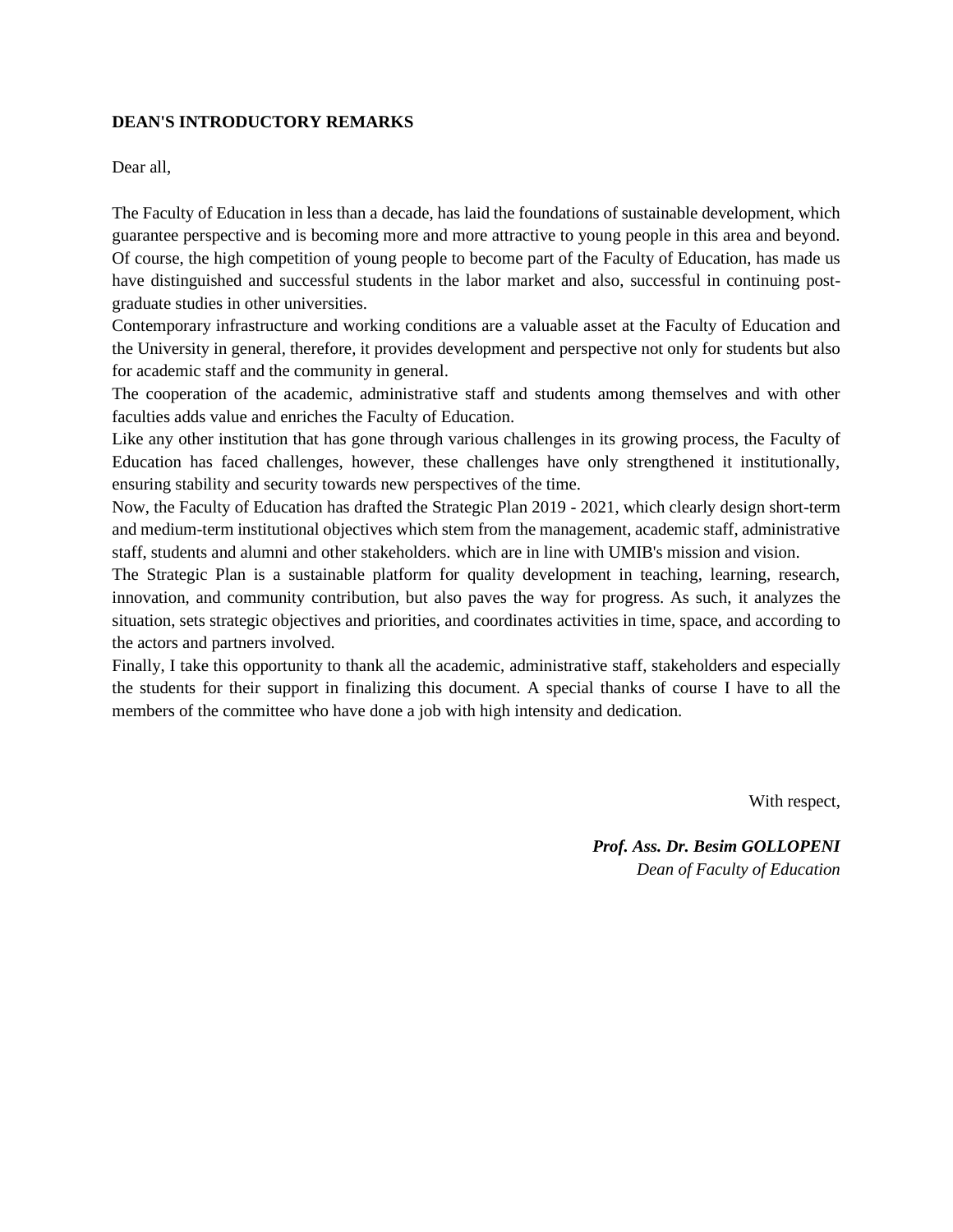**DEAN'S INTRODUCTORY REMARKS**

Dear all,

The Faculty of Education in less than a decade, has laid the foundations of sustainable development, which guarantee perspective and is becoming more and more attractive to young people in this area and beyond. Of course, the high competition of young people to become part of the Faculty of Education, has made us have distinguished and successful students in the labor market and also, successful in continuing post-graduate studies in other universities.

Contemporary infrastructure and working conditions are a valuable asset at the Faculty of Education and the University in general, therefore, it provides development and perspective not only for students but also for academic staff and the community in general.

The cooperation of the academic, administrative staff and students among themselves and with other faculties adds value and enriches the Faculty of Education.

Like any other institution that has gone through various challenges in its growing process, the Faculty of Education has faced challenges, however, these challenges have only strengthened it institutionally, ensuring stability and security towards new perspectives of the time.

Now, the Faculty of Education has drafted the Strategic Plan 2019 - 2021, which clearly design short-term and medium-term institutional objectives which stem from the management, academic staff, administrative staff, students and alumni and other stakeholders. which are in line with UMIB's mission and vision.

The Strategic Plan is a sustainable platform for quality development in teaching, learning, research, innovation, and community contribution, but also paves the way for progress. As such, it analyzes the situation, sets strategic objectives and priorities, and coordinates activities in time, space, and according to the actors and partners involved.

Finally, I take this opportunity to thank all the academic, administrative staff, stakeholders and especially the students for their support in finalizing this document. A special thanks of course I have to all the members of the committee who have done a job with high intensity and dedication.

With respect,

***Prof. Ass. Dr. Besim GOLLOPENI***
*Dean of Faculty of Education*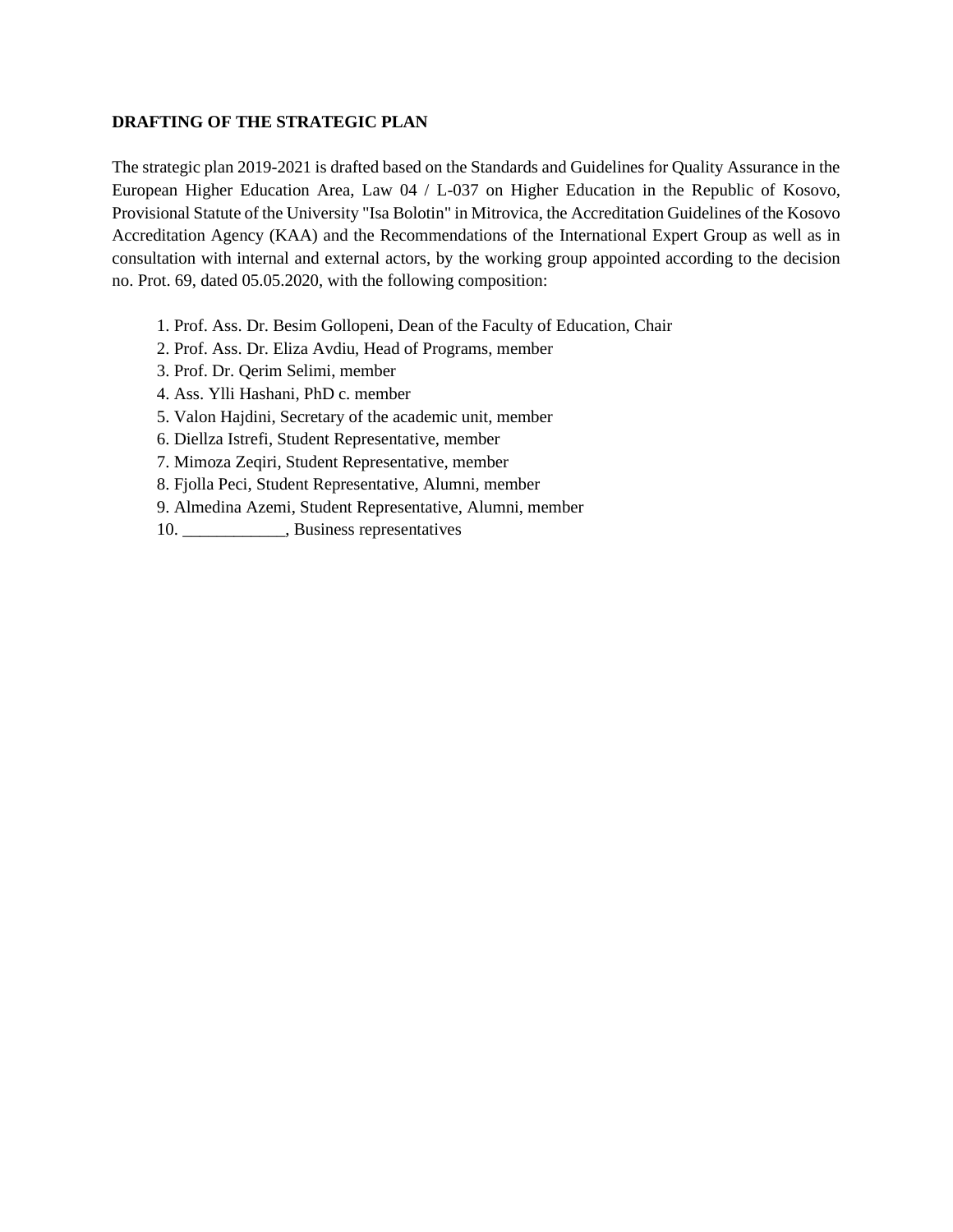## DRAFTING OF THE STRATEGIC PLAN

The strategic plan 2019-2021 is drafted based on the Standards and Guidelines for Quality Assurance in the European Higher Education Area, Law 04 / L-037 on Higher Education in the Republic of Kosovo, Provisional Statute of the University "Isa Bolotin" in Mitrovica, the Accreditation Guidelines of the Kosovo Accreditation Agency (KAA) and the Recommendations of the International Expert Group as well as in consultation with internal and external actors, by the working group appointed according to the decision no. Prot. 69, dated 05.05.2020, with the following composition:

1. Prof. Ass. Dr. Besim Gollopeni, Dean of the Faculty of Education, Chair
2. Prof. Ass. Dr. Eliza Avdiu, Head of Programs, member
3. Prof. Dr. Qerim Selimi, member
4. Ass. Ylli Hashani, PhD c. member
5. Valon Hajdini, Secretary of the academic unit, member
6. Diellza Istrefi, Student Representative, member
7. Mimoza Zeqiri, Student Representative, member
8. Fjolla Peci, Student Representative, Alumni, member
9. Almedina Azemi, Student Representative, Alumni, member
10. ____________, Business representatives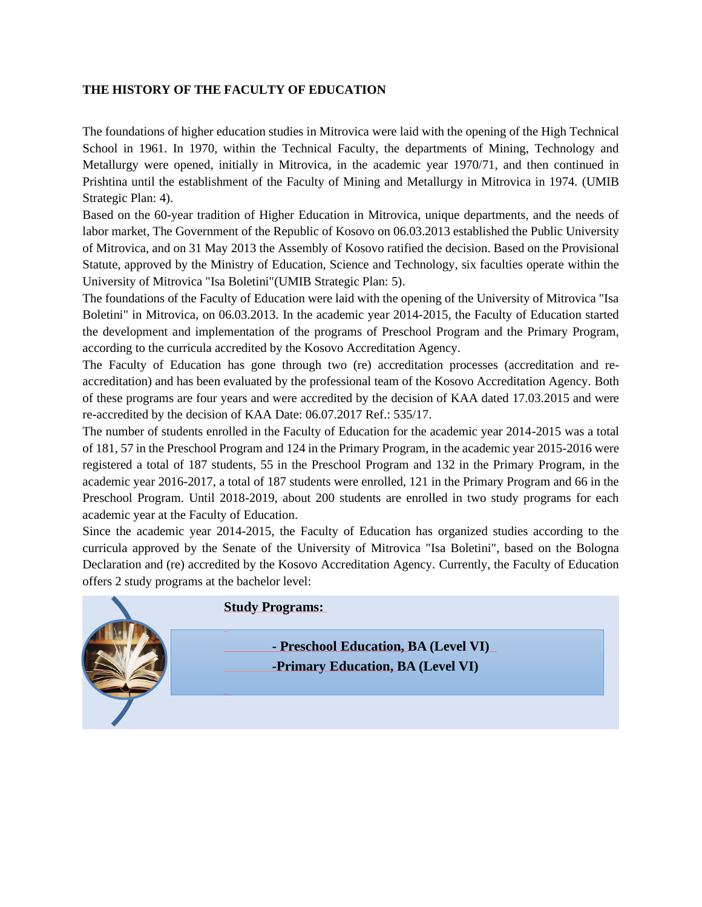## THE HISTORY OF THE FACULTY OF EDUCATION

The foundations of higher education studies in Mitrovica were laid with the opening of the High Technical School in 1961. In 1970, within the Technical Faculty, the departments of Mining, Technology and Metallurgy were opened, initially in Mitrovica, in the academic year 1970/71, and then continued in Prishtina until the establishment of the Faculty of Mining and Metallurgy in Mitrovica in 1974. (UMIB Strategic Plan: 4).

Based on the 60-year tradition of Higher Education in Mitrovica, unique departments, and the needs of labor market, The Government of the Republic of Kosovo on 06.03.2013 established the Public University of Mitrovica, and on 31 May 2013 the Assembly of Kosovo ratified the decision. Based on the Provisional Statute, approved by the Ministry of Education, Science and Technology, six faculties operate within the University of Mitrovica "Isa Boletini"(UMIB Strategic Plan: 5).

The foundations of the Faculty of Education were laid with the opening of the University of Mitrovica "Isa Boletini" in Mitrovica, on 06.03.2013. In the academic year 2014-2015, the Faculty of Education started the development and implementation of the programs of Preschool Program and the Primary Program, according to the curricula accredited by the Kosovo Accreditation Agency.

The Faculty of Education has gone through two (re) accreditation processes (accreditation and re-accreditation) and has been evaluated by the professional team of the Kosovo Accreditation Agency. Both of these programs are four years and were accredited by the decision of KAA dated 17.03.2015 and were re-accredited by the decision of KAA Date: 06.07.2017 Ref.: 535/17.

The number of students enrolled in the Faculty of Education for the academic year 2014-2015 was a total of 181, 57 in the Preschool Program and 124 in the Primary Program, in the academic year 2015-2016 were registered a total of 187 students, 55 in the Preschool Program and 132 in the Primary Program, in the academic year 2016-2017, a total of 187 students were enrolled, 121 in the Primary Program and 66 in the Preschool Program. Until 2018-2019, about 200 students are enrolled in two study programs for each academic year at the Faculty of Education.

Since the academic year 2014-2015, the Faculty of Education has organized studies according to the curricula approved by the Senate of the University of Mitrovica "Isa Boletini", based on the Bologna Declaration and (re) accredited by the Kosovo Accreditation Agency. Currently, the Faculty of Education offers 2 study programs at the bachelor level:

**Study Programs:**

- **Preschool Education, BA (Level VI)**
- **Primary Education, BA (Level VI)**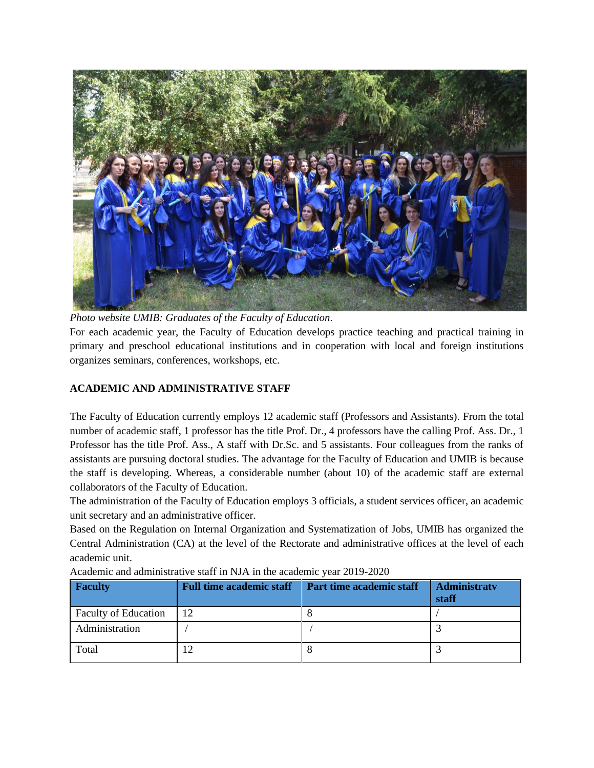*Photo website UMIB: Graduates of the Faculty of Education.*

For each academic year, the Faculty of Education develops practice teaching and practical training in primary and preschool educational institutions and in cooperation with local and foreign institutions organizes seminars, conferences, workshops, etc.

**ACADEMIC AND ADMINISTRATIVE STAFF**

The Faculty of Education currently employs 12 academic staff (Professors and Assistants). From the total number of academic staff, 1 professor has the title Prof. Dr., 4 professors have the calling Prof. Ass. Dr., 1 Professor has the title Prof. Ass., A staff with Dr.Sc. and 5 assistants. Four colleagues from the ranks of assistants are pursuing doctoral studies. The advantage for the Faculty of Education and UMIB is because the staff is developing. Whereas, a considerable number (about 10) of the academic staff are external collaborators of the Faculty of Education.

The administration of the Faculty of Education employs 3 officials, a student services officer, an academic unit secretary and an administrative officer.

Based on the Regulation on Internal Organization and Systematization of Jobs, UMIB has organized the Central Administration (CA) at the level of the Rectorate and administrative offices at the level of each academic unit.

Academic and administrative staff in NJA in the academic year 2019-2020

| Faculty | Full time academic staff | Part time academic staff | Administratv staff |
|---|---|---|---|
| Faculty of Education | 12 | 8 | / |
| Administration | / | / | 3 |
| Total | 12 | 8 | 3 |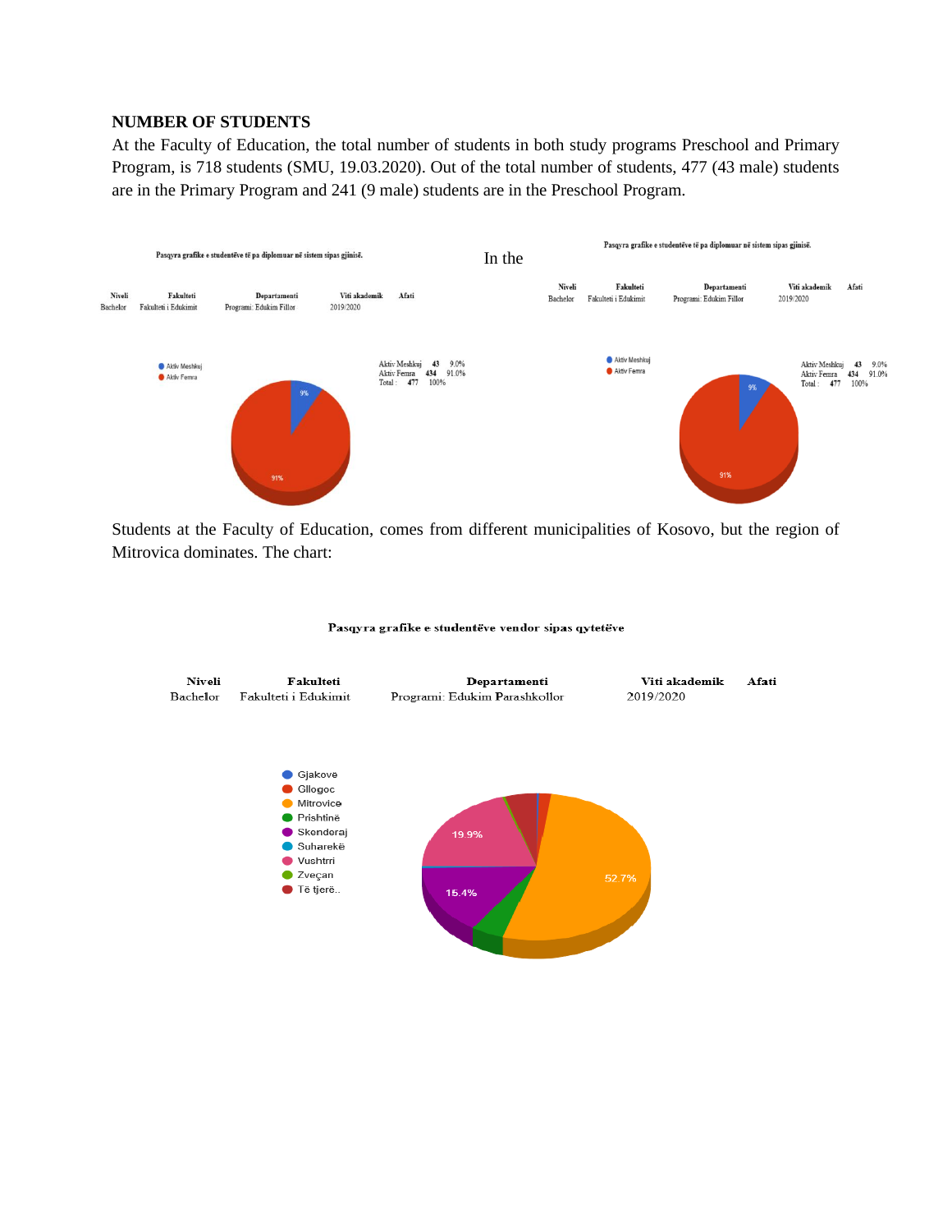**NUMBER OF STUDENTS**

At the Faculty of Education, the total number of students in both study programs Preschool and Primary Program, is 718 students (SMU, 19.03.2020). Out of the total number of students, 477 (43 male) students are in the Primary Program and 241 (9 male) students are in the Preschool Program.

Pasqyra grafike e studentëve të pa diplomuar në sistem sipas gjinisë.

| Niveli | Fakulteti | Departamenti | Viti akademik | Afati |
|---|---|---|---|---|
| Bachelor | Fakulteti i Edukimit | Programi: Edukim Fillor | 2019/2020 | |

| | | |
|---|---|---|
| Aktiv Meshkuj | 43 | 9.0% |
| Aktiv Femra | 434 | 91.0% |
| Total : | 477 | 100% |

In the

Pasqyra grafike e studentëve të pa diplomuar në sistem sipas gjinisë.

| Niveli | Fakulteti | Departamenti | Viti akademik | Afati |
|---|---|---|---|---|
| Bachelor | Fakulteti i Edukimit | Programi: Edukim Fillor | 2019/2020 | |

| | | |
|---|---|---|
| Aktiv Meshkuj | 43 | 9.0% |
| Aktiv Femra | 434 | 91.0% |
| Total : | 477 | 100% |

Students at the Faculty of Education, comes from different municipalities of Kosovo, but the region of Mitrovica dominates. The chart:

Pasqyra grafike e studentëve vendor sipas qytetëve

| Niveli | Fakulteti | Departamenti | Viti akademik | Afati |
|---|---|---|---|---|
| Bachelor | Fakulteti i Edukimit | Programi: Edukim Parashkollor | 2019/2020 | |

Gjakovë, Gllogoc, Mitrovicë (52.7%), Prishtinë, Skenderaj (15.4%), Suharekë, Vushtrri (19.9%), Zveçan, Të tjerë..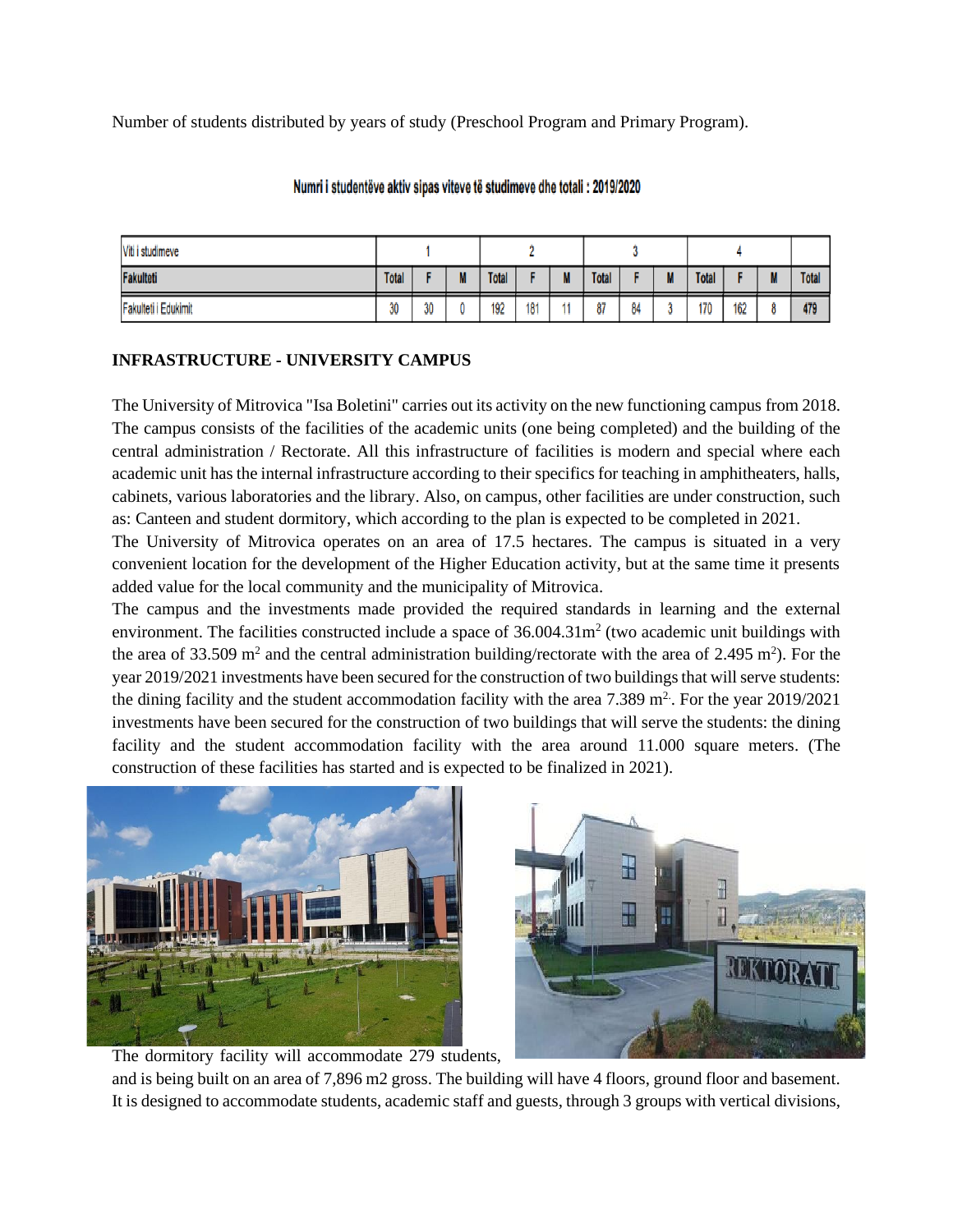Number of students distributed by years of study (Preschool Program and Primary Program).

Numri i studentëve aktiv sipas viteve të studimeve dhe totali : 2019/2020

| Viti i studimeve | 1 | | | 2 | | | 3 | | | 4 | | | |
|---|---|---|---|---|---|---|---|---|---|---|---|---|---|
| **Fakulteti** | **Total** | **F** | **M** | **Total** | **F** | **M** | **Total** | **F** | **M** | **Total** | **F** | **M** | **Total** |
| Fakulteti i Edukimit | 30 | 30 | 0 | 192 | 181 | 11 | 87 | 84 | 3 | 170 | 162 | 8 | **479** |

**INFRASTRUCTURE - UNIVERSITY CAMPUS**

The University of Mitrovica "Isa Boletini" carries out its activity on the new functioning campus from 2018. The campus consists of the facilities of the academic units (one being completed) and the building of the central administration / Rectorate. All this infrastructure of facilities is modern and special where each academic unit has the internal infrastructure according to their specifics for teaching in amphitheaters, halls, cabinets, various laboratories and the library. Also, on campus, other facilities are under construction, such as: Canteen and student dormitory, which according to the plan is expected to be completed in 2021.

The University of Mitrovica operates on an area of 17.5 hectares. The campus is situated in a very convenient location for the development of the Higher Education activity, but at the same time it presents added value for the local community and the municipality of Mitrovica.

The campus and the investments made provided the required standards in learning and the external environment. The facilities constructed include a space of 36.004.31m$^2$ (two academic unit buildings with the area of 33.509 m$^2$ and the central administration building/rectorate with the area of 2.495 m$^2$). For the year 2019/2021 investments have been secured for the construction of two buildings that will serve students: the dining facility and the student accommodation facility with the area 7.389 m$^2$. For the year 2019/2021 investments have been secured for the construction of two buildings that will serve the students: the dining facility and the student accommodation facility with the area around 11.000 square meters. (The construction of these facilities has started and is expected to be finalized in 2021).

The dormitory facility will accommodate 279 students, and is being built on an area of 7,896 m2 gross. The building will have 4 floors, ground floor and basement. It is designed to accommodate students, academic staff and guests, through 3 groups with vertical divisions,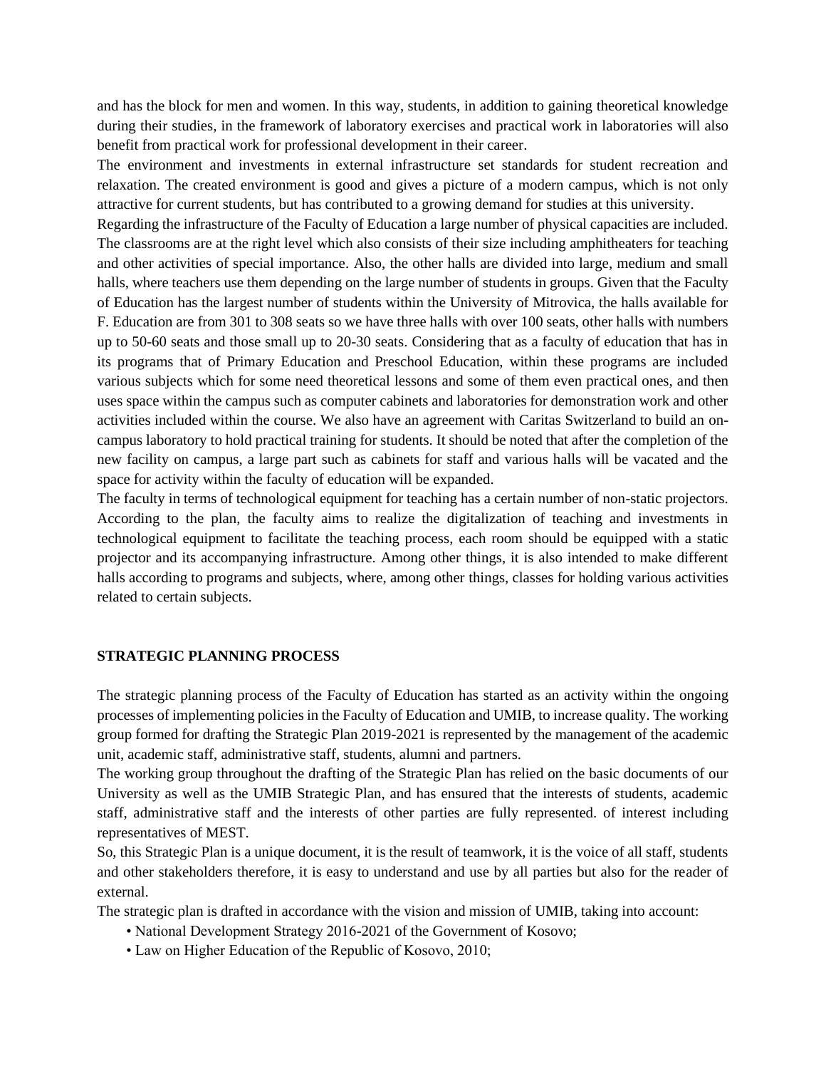and has the block for men and women. In this way, students, in addition to gaining theoretical knowledge during their studies, in the framework of laboratory exercises and practical work in laboratories will also benefit from practical work for professional development in their career.

The environment and investments in external infrastructure set standards for student recreation and relaxation. The created environment is good and gives a picture of a modern campus, which is not only attractive for current students, but has contributed to a growing demand for studies at this university.

Regarding the infrastructure of the Faculty of Education a large number of physical capacities are included. The classrooms are at the right level which also consists of their size including amphitheaters for teaching and other activities of special importance. Also, the other halls are divided into large, medium and small halls, where teachers use them depending on the large number of students in groups. Given that the Faculty of Education has the largest number of students within the University of Mitrovica, the halls available for F. Education are from 301 to 308 seats so we have three halls with over 100 seats, other halls with numbers up to 50-60 seats and those small up to 20-30 seats. Considering that as a faculty of education that has in its programs that of Primary Education and Preschool Education, within these programs are included various subjects which for some need theoretical lessons and some of them even practical ones, and then uses space within the campus such as computer cabinets and laboratories for demonstration work and other activities included within the course. We also have an agreement with Caritas Switzerland to build an on-campus laboratory to hold practical training for students. It should be noted that after the completion of the new facility on campus, a large part such as cabinets for staff and various halls will be vacated and the space for activity within the faculty of education will be expanded.

The faculty in terms of technological equipment for teaching has a certain number of non-static projectors. According to the plan, the faculty aims to realize the digitalization of teaching and investments in technological equipment to facilitate the teaching process, each room should be equipped with a static projector and its accompanying infrastructure. Among other things, it is also intended to make different halls according to programs and subjects, where, among other things, classes for holding various activities related to certain subjects.

## STRATEGIC PLANNING PROCESS

The strategic planning process of the Faculty of Education has started as an activity within the ongoing processes of implementing policies in the Faculty of Education and UMIB, to increase quality. The working group formed for drafting the Strategic Plan 2019-2021 is represented by the management of the academic unit, academic staff, administrative staff, students, alumni and partners.

The working group throughout the drafting of the Strategic Plan has relied on the basic documents of our University as well as the UMIB Strategic Plan, and has ensured that the interests of students, academic staff, administrative staff and the interests of other parties are fully represented. of interest including representatives of MEST.

So, this Strategic Plan is a unique document, it is the result of teamwork, it is the voice of all staff, students and other stakeholders therefore, it is easy to understand and use by all parties but also for the reader of external.

The strategic plan is drafted in accordance with the vision and mission of UMIB, taking into account:

- National Development Strategy 2016-2021 of the Government of Kosovo;
- Law on Higher Education of the Republic of Kosovo, 2010;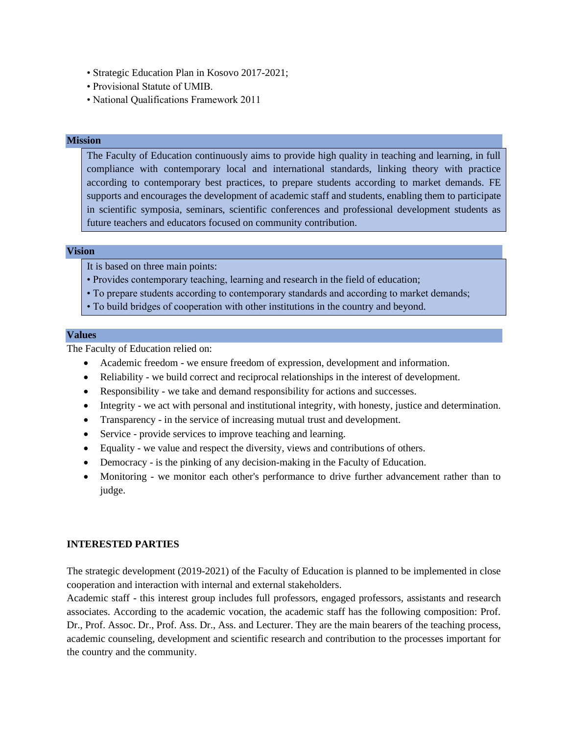- Strategic Education Plan in Kosovo 2017-2021;
- Provisional Statute of UMIB.
- National Qualifications Framework 2011

## Mission

The Faculty of Education continuously aims to provide high quality in teaching and learning, in full compliance with contemporary local and international standards, linking theory with practice according to contemporary best practices, to prepare students according to market demands. FE supports and encourages the development of academic staff and students, enabling them to participate in scientific symposia, seminars, scientific conferences and professional development students as future teachers and educators focused on community contribution.

## Vision

It is based on three main points:

- Provides contemporary teaching, learning and research in the field of education;
- To prepare students according to contemporary standards and according to market demands;
- To build bridges of cooperation with other institutions in the country and beyond.

## Values

The Faculty of Education relied on:

- Academic freedom - we ensure freedom of expression, development and information.
- Reliability - we build correct and reciprocal relationships in the interest of development.
- Responsibility - we take and demand responsibility for actions and successes.
- Integrity - we act with personal and institutional integrity, with honesty, justice and determination.
- Transparency - in the service of increasing mutual trust and development.
- Service - provide services to improve teaching and learning.
- Equality - we value and respect the diversity, views and contributions of others.
- Democracy - is the pinking of any decision-making in the Faculty of Education.
- Monitoring - we monitor each other's performance to drive further advancement rather than to judge.

## INTERESTED PARTIES

The strategic development (2019-2021) of the Faculty of Education is planned to be implemented in close cooperation and interaction with internal and external stakeholders.

Academic staff - this interest group includes full professors, engaged professors, assistants and research associates. According to the academic vocation, the academic staff has the following composition: Prof. Dr., Prof. Assoc. Dr., Prof. Ass. Dr., Ass. and Lecturer. They are the main bearers of the teaching process, academic counseling, development and scientific research and contribution to the processes important for the country and the community.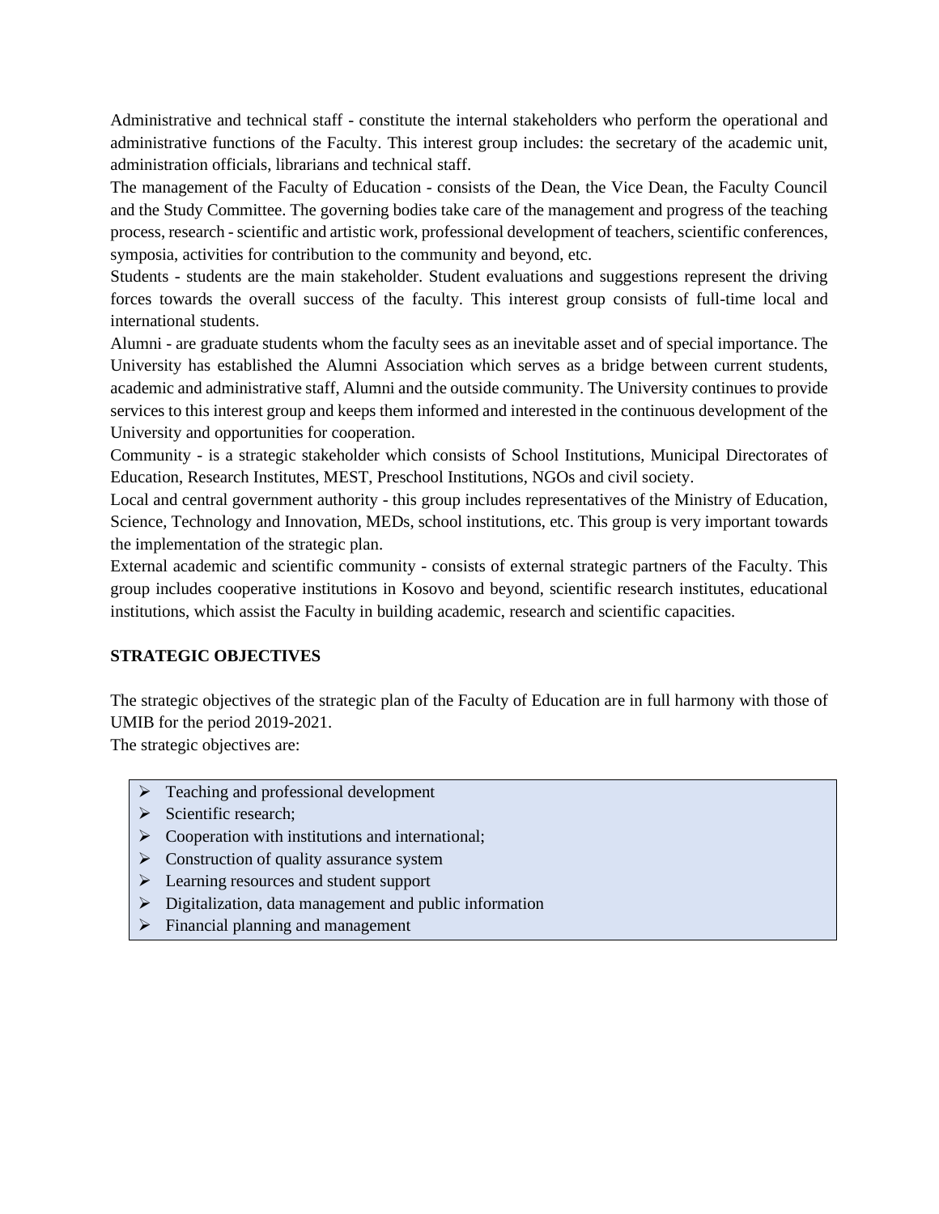Administrative and technical staff - constitute the internal stakeholders who perform the operational and administrative functions of the Faculty. This interest group includes: the secretary of the academic unit, administration officials, librarians and technical staff.

The management of the Faculty of Education - consists of the Dean, the Vice Dean, the Faculty Council and the Study Committee. The governing bodies take care of the management and progress of the teaching process, research - scientific and artistic work, professional development of teachers, scientific conferences, symposia, activities for contribution to the community and beyond, etc.

Students - students are the main stakeholder. Student evaluations and suggestions represent the driving forces towards the overall success of the faculty. This interest group consists of full-time local and international students.

Alumni - are graduate students whom the faculty sees as an inevitable asset and of special importance. The University has established the Alumni Association which serves as a bridge between current students, academic and administrative staff, Alumni and the outside community. The University continues to provide services to this interest group and keeps them informed and interested in the continuous development of the University and opportunities for cooperation.

Community - is a strategic stakeholder which consists of School Institutions, Municipal Directorates of Education, Research Institutes, MEST, Preschool Institutions, NGOs and civil society.

Local and central government authority - this group includes representatives of the Ministry of Education, Science, Technology and Innovation, MEDs, school institutions, etc. This group is very important towards the implementation of the strategic plan.

External academic and scientific community - consists of external strategic partners of the Faculty. This group includes cooperative institutions in Kosovo and beyond, scientific research institutes, educational institutions, which assist the Faculty in building academic, research and scientific capacities.

**STRATEGIC OBJECTIVES**

The strategic objectives of the strategic plan of the Faculty of Education are in full harmony with those of UMIB for the period 2019-2021.

The strategic objectives are:

- Teaching and professional development
- Scientific research;
- Cooperation with institutions and international;
- Construction of quality assurance system
- Learning resources and student support
- Digitalization, data management and public information
- Financial planning and management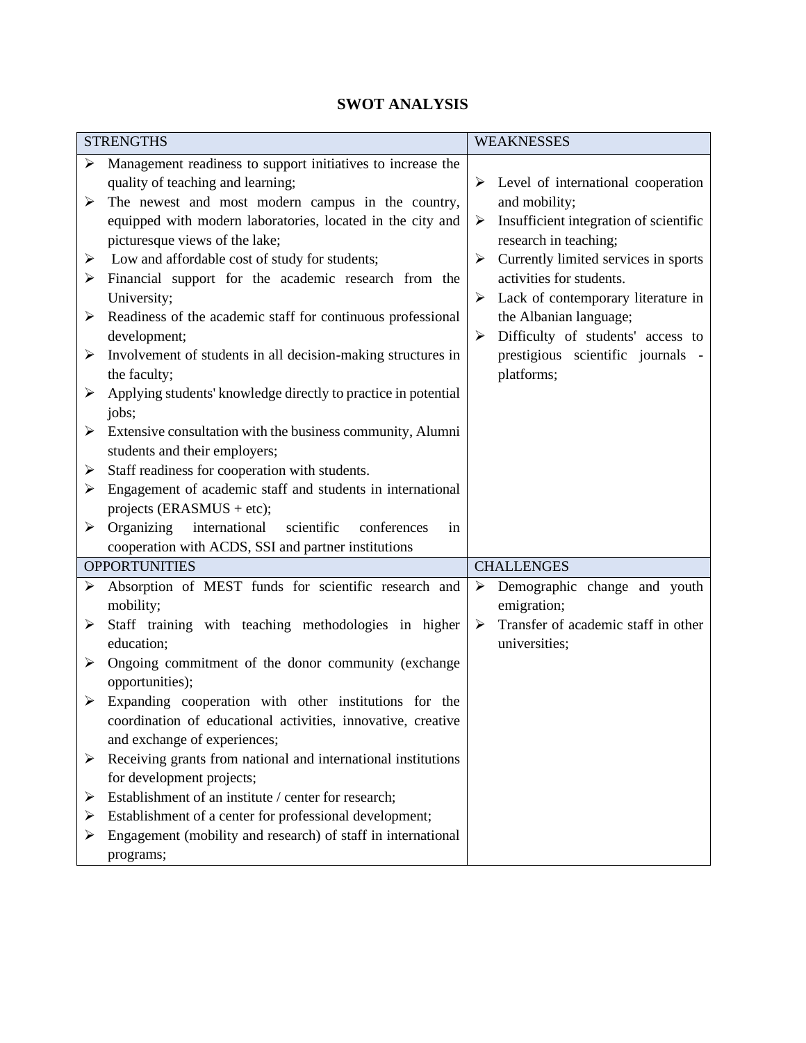# SWOT ANALYSIS

| STRENGTHS | WEAKNESSES |
|---|---|
| ➢ Management readiness to support initiatives to increase the quality of teaching and learning;<br>➢ The newest and most modern campus in the country, equipped with modern laboratories, located in the city and picturesque views of the lake;<br>➢ Low and affordable cost of study for students;<br>➢ Financial support for the academic research from the University;<br>➢ Readiness of the academic staff for continuous professional development;<br>➢ Involvement of students in all decision-making structures in the faculty;<br>➢ Applying students' knowledge directly to practice in potential jobs;<br>➢ Extensive consultation with the business community, Alumni students and their employers;<br>➢ Staff readiness for cooperation with students.<br>➢ Engagement of academic staff and students in international projects (ERASMUS + etc);<br>➢ Organizing international scientific conferences in cooperation with ACDS, SSI and partner institutions | ➢ Level of international cooperation and mobility;<br>➢ Insufficient integration of scientific research in teaching;<br>➢ Currently limited services in sports activities for students.<br>➢ Lack of contemporary literature in the Albanian language;<br>➢ Difficulty of students' access to prestigious scientific journals - platforms; |
| **OPPORTUNITIES** | **CHALLENGES** |
| ➢ Absorption of MEST funds for scientific research and mobility;<br>➢ Staff training with teaching methodologies in higher education;<br>➢ Ongoing commitment of the donor community (exchange opportunities);<br>➢ Expanding cooperation with other institutions for the coordination of educational activities, innovative, creative and exchange of experiences;<br>➢ Receiving grants from national and international institutions for development projects;<br>➢ Establishment of an institute / center for research;<br>➢ Establishment of a center for professional development;<br>➢ Engagement (mobility and research) of staff in international programs; | ➢ Demographic change and youth emigration;<br>➢ Transfer of academic staff in other universities; |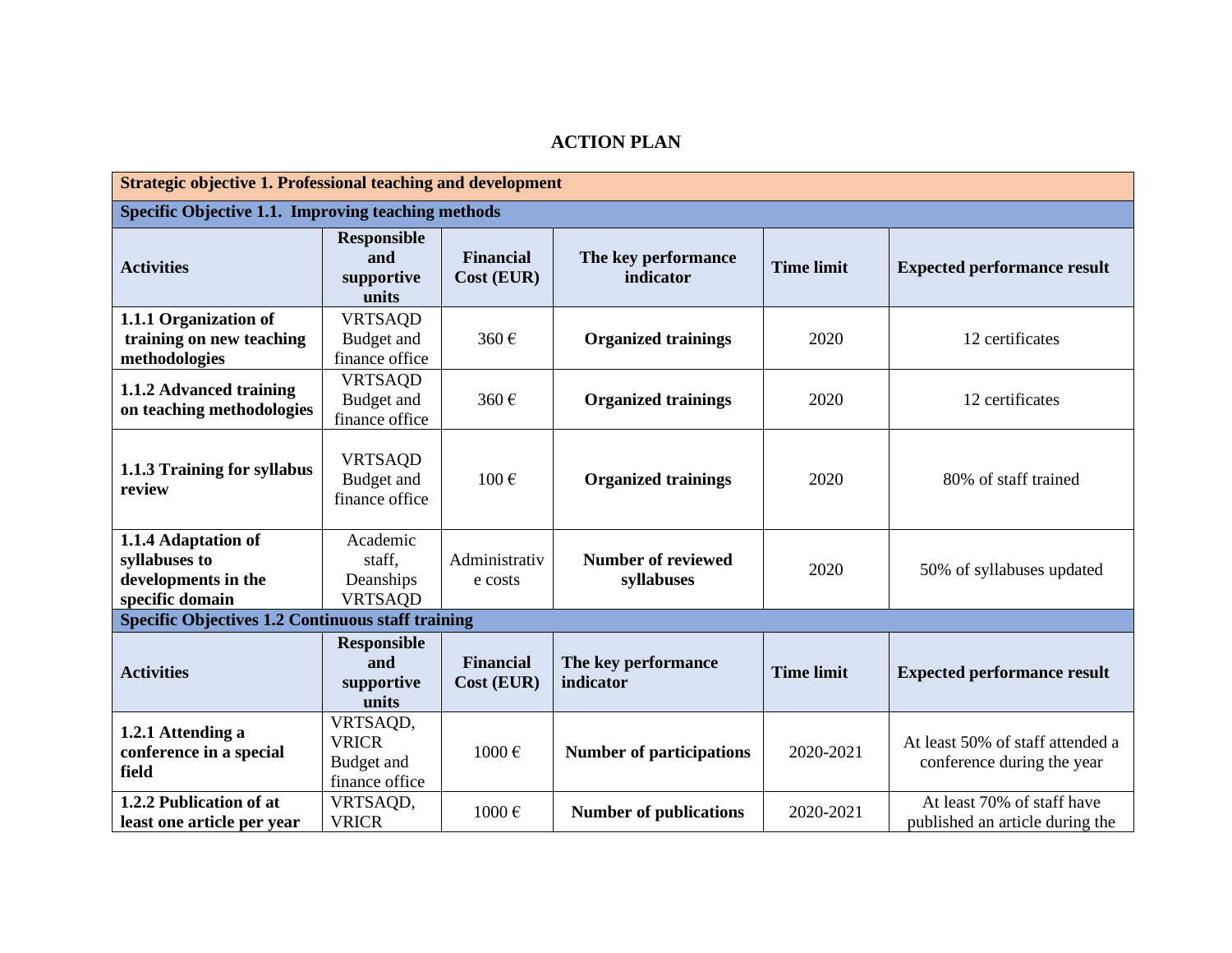# ACTION PLAN

| **Strategic objective 1. Professional teaching and development** | | | | | |
|---|---|---|---|---|---|
| **Specific Objective 1.1. Improving teaching methods** | | | | | |
| **Activities** | **Responsible and supportive units** | **Financial Cost (EUR)** | **The key performance indicator** | **Time limit** | **Expected performance result** |
| **1.1.1 Organization of training on new teaching methodologies** | VRTSAQD Budget and finance office | 360 € | **Organized trainings** | 2020 | 12 certificates |
| **1.1.2 Advanced training on teaching methodologies** | VRTSAQD Budget and finance office | 360 € | **Organized trainings** | 2020 | 12 certificates |
| **1.1.3 Training for syllabus review** | VRTSAQD Budget and finance office | 100 € | **Organized trainings** | 2020 | 80% of staff trained |
| **1.1.4 Adaptation of syllabuses to developments in the specific domain** | Academic staff, Deanships VRTSAQD | Administrative costs | **Number of reviewed syllabuses** | 2020 | 50% of syllabuses updated |
| **Specific Objectives 1.2 Continuous staff training** | | | | | |
| **Activities** | **Responsible and supportive units** | **Financial Cost (EUR)** | **The key performance indicator** | **Time limit** | **Expected performance result** |
| **1.2.1 Attending a conference in a special field** | VRTSAQD, VRICR Budget and finance office | 1000 € | **Number of participations** | 2020-2021 | At least 50% of staff attended a conference during the year |
| **1.2.2 Publication of at least one article per year** | VRTSAQD, VRICR | 1000 € | **Number of publications** | 2020-2021 | At least 70% of staff have published an article during the |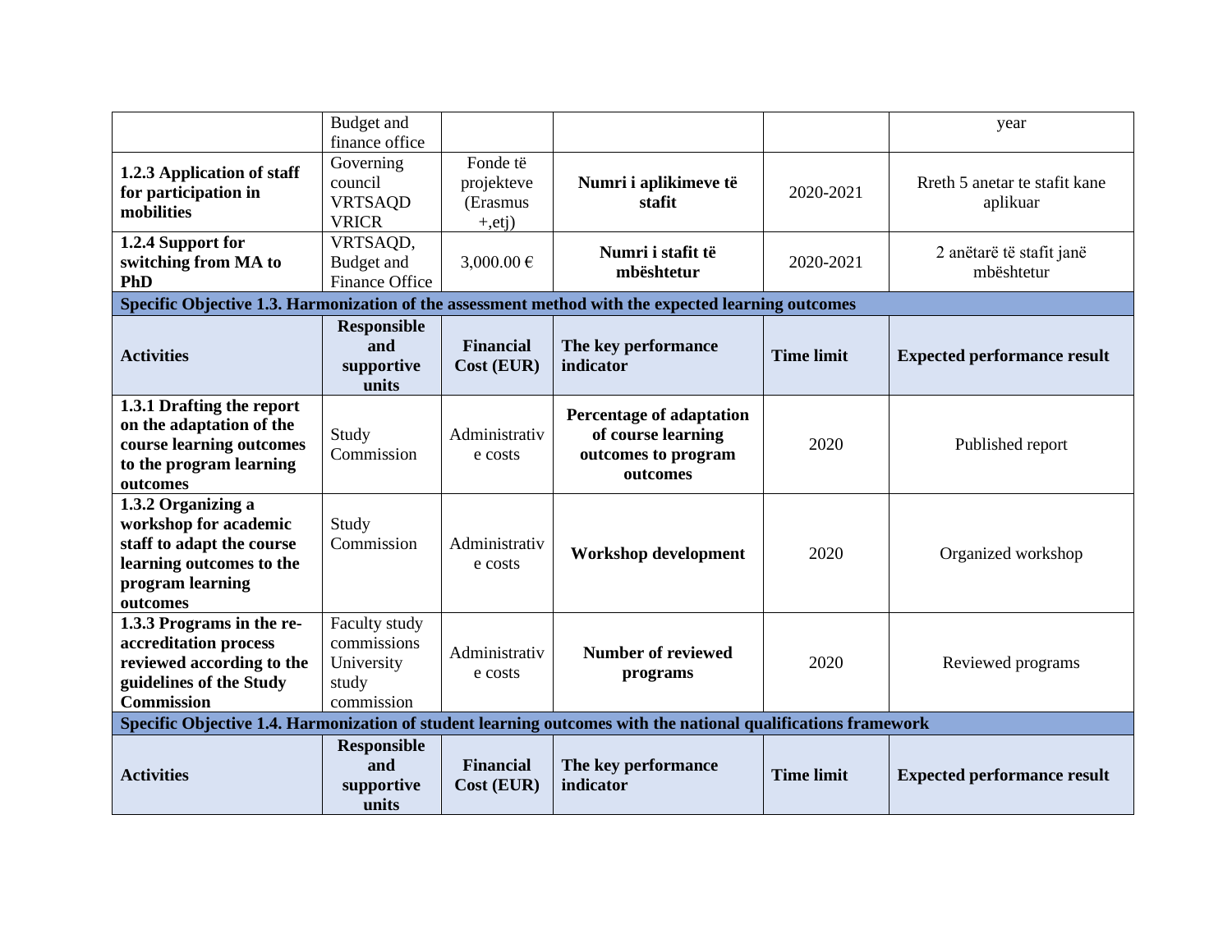| | | | | | |
|---|---|---|---|---|---|
| | Budget and finance office | | | | year |
| **1.2.3 Application of staff for participation in mobilities** | Governing council VRTSAQD VRICR | Fonde të projekteve (Erasmus +,etj) | **Numri i aplikimeve të stafit** | 2020-2021 | Rreth 5 anetar te stafit kane aplikuar |
| **1.2.4 Support for switching from MA to PhD** | VRTSAQD, Budget and Finance Office | 3,000.00 € | **Numri i stafit të mbështetur** | 2020-2021 | 2 anëtarë të stafit janë mbështetur |
| **Specific Objective 1.3. Harmonization of the assessment method with the expected learning outcomes** | | | | | |
| **Activities** | **Responsible and supportive units** | **Financial Cost (EUR)** | **The key performance indicator** | **Time limit** | **Expected performance result** |
| **1.3.1 Drafting the report on the adaptation of the course learning outcomes to the program learning outcomes** | Study Commission | Administrative costs | **Percentage of adaptation of course learning outcomes to program outcomes** | 2020 | Published report |
| **1.3.2 Organizing a workshop for academic staff to adapt the course learning outcomes to the program learning outcomes** | Study Commission | Administrative costs | **Workshop development** | 2020 | Organized workshop |
| **1.3.3 Programs in the re-accreditation process reviewed according to the guidelines of the Study Commission** | Faculty study commissions University study commission | Administrative costs | **Number of reviewed programs** | 2020 | Reviewed programs |
| **Specific Objective 1.4. Harmonization of student learning outcomes with the national qualifications framework** | | | | | |
| **Activities** | **Responsible and supportive units** | **Financial Cost (EUR)** | **The key performance indicator** | **Time limit** | **Expected performance result** |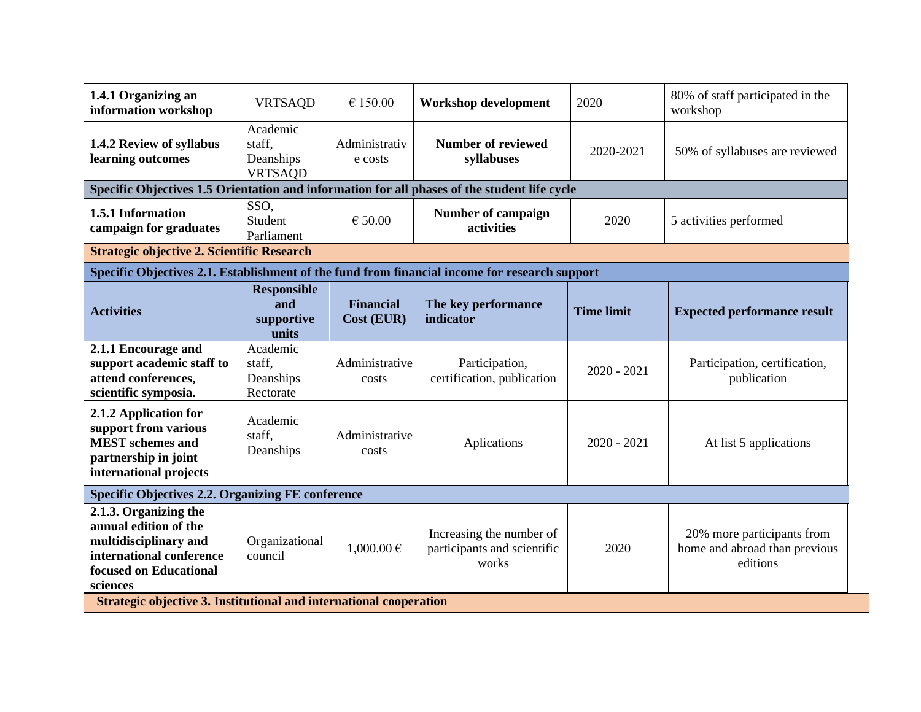| **1.4.1 Organizing an information workshop** | VRTSAQD | € 150.00 | **Workshop development** | 2020 | 80% of staff participated in the workshop |
|---|---|---|---|---|---|
| **1.4.2 Review of syllabus learning outcomes** | Academic staff, Deanships VRTSAQD | Administrative costs | **Number of reviewed syllabuses** | 2020-2021 | 50% of syllabuses are reviewed |
| **Specific Objectives 1.5 Orientation and information for all phases of the student life cycle** | | | | | |
| **1.5.1 Information campaign for graduates** | SSO, Student Parliament | € 50.00 | **Number of campaign activities** | 2020 | 5 activities performed |
| **Strategic objective 2. Scientific Research** | | | | | |
| **Specific Objectives 2.1. Establishment of the fund from financial income for research support** | | | | | |
| **Activities** | **Responsible and supportive units** | **Financial Cost (EUR)** | **The key performance indicator** | **Time limit** | **Expected performance result** |
| **2.1.1 Encourage and support academic staff to attend conferences, scientific symposia.** | Academic staff, Deanships Rectorate | Administrative costs | Participation, certification, publication | 2020 - 2021 | Participation, certification, publication |
| **2.1.2 Application for support from various MEST schemes and partnership in joint international projects** | Academic staff, Deanships | Administrative costs | Aplications | 2020 - 2021 | At list 5 applications |
| **Specific Objectives 2.2. Organizing FE conference** | | | | | |
| **2.1.3. Organizing the annual edition of the multidisciplinary and international conference focused on Educational sciences** | Organizational council | 1,000.00 € | Increasing the number of participants and scientific works | 2020 | 20% more participants from home and abroad than previous editions |
| **Strategic objective 3. Institutional and international cooperation** | | | | | |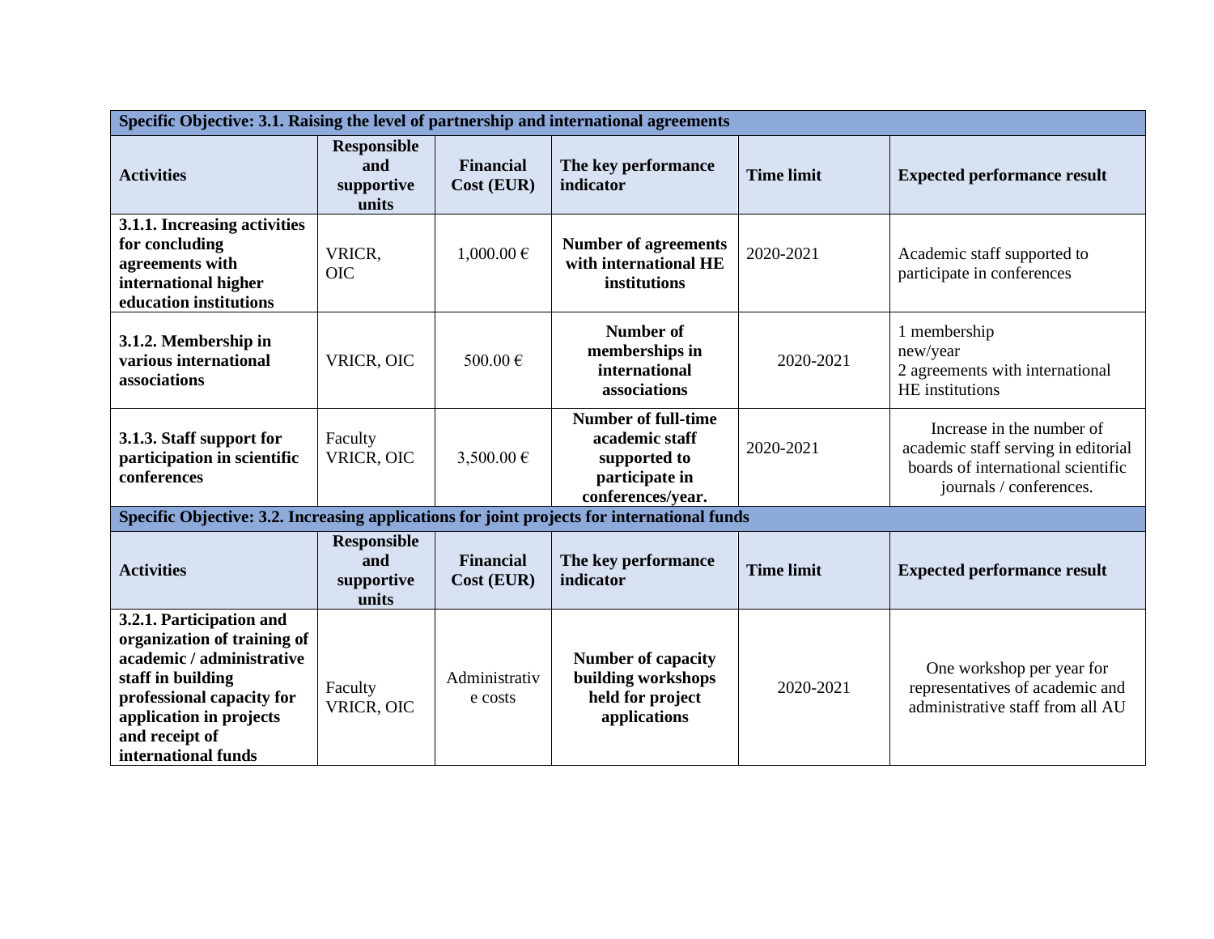| Specific Objective: 3.1. Raising the level of partnership and international agreements | | | | | |
|---|---|---|---|---|---|
| **Activities** | **Responsible and supportive units** | **Financial Cost (EUR)** | **The key performance indicator** | **Time limit** | **Expected performance result** |
| **3.1.1. Increasing activities for concluding agreements with international higher education institutions** | VRICR, OIC | 1,000.00 € | **Number of agreements with international HE institutions** | 2020-2021 | Academic staff supported to participate in conferences |
| **3.1.2. Membership in various international associations** | VRICR, OIC | 500.00 € | **Number of memberships in international associations** | 2020-2021 | 1 membership new/year<br>2 agreements with international HE institutions |
| **3.1.3. Staff support for participation in scientific conferences** | Faculty VRICR, OIC | 3,500.00 € | **Number of full-time academic staff supported to participate in conferences/year.** | 2020-2021 | Increase in the number of academic staff serving in editorial boards of international scientific journals / conferences. |
| **Specific Objective: 3.2. Increasing applications for joint projects for international funds** | | | | | |
| **Activities** | **Responsible and supportive units** | **Financial Cost (EUR)** | **The key performance indicator** | **Time limit** | **Expected performance result** |
| **3.2.1. Participation and organization of training of academic / administrative staff in building professional capacity for application in projects and receipt of international funds** | Faculty VRICR, OIC | Administrative costs | **Number of capacity building workshops held for project applications** | 2020-2021 | One workshop per year for representatives of academic and administrative staff from all AU |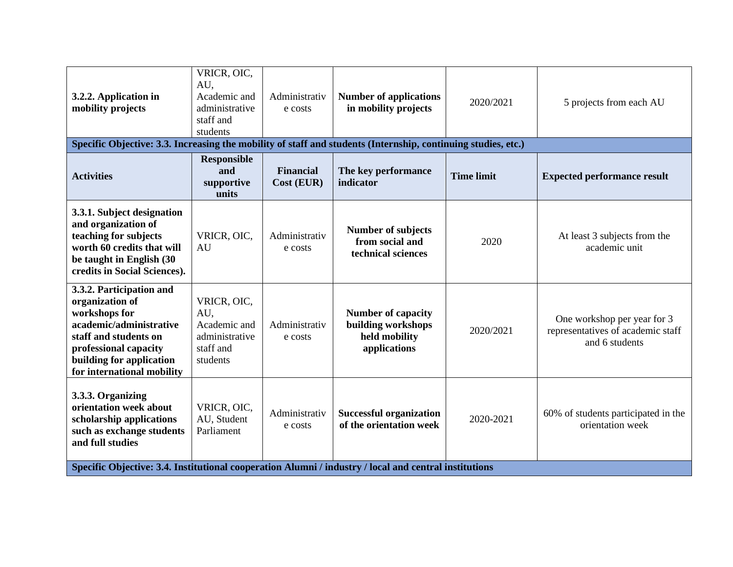| | | | | | |
|---|---|---|---|---|---|
| **3.2.2. Application in mobility projects** | VRICR, OIC, AU, Academic and administrative staff and students | Administrative costs | **Number of applications in mobility projects** | 2020/2021 | 5 projects from each AU |
| **Specific Objective: 3.3. Increasing the mobility of staff and students (Internship, continuing studies, etc.)** | | | | | |
| **Activities** | **Responsible and supportive units** | **Financial Cost (EUR)** | **The key performance indicator** | **Time limit** | **Expected performance result** |
| **3.3.1. Subject designation and organization of teaching for subjects worth 60 credits that will be taught in English (30 credits in Social Sciences).** | VRICR, OIC, AU | Administrative costs | **Number of subjects from social and technical sciences** | 2020 | At least 3 subjects from the academic unit |
| **3.3.2. Participation and organization of workshops for academic/administrative staff and students on professional capacity building for application for international mobility** | VRICR, OIC, AU, Academic and administrative staff and students | Administrative costs | **Number of capacity building workshops held mobility applications** | 2020/2021 | One workshop per year for 3 representatives of academic staff and 6 students |
| **3.3.3. Organizing orientation week about scholarship applications such as exchange students and full studies** | VRICR, OIC, AU, Student Parliament | Administrative costs | **Successful organization of the orientation week** | 2020-2021 | 60% of students participated in the orientation week |
| **Specific Objective: 3.4. Institutional cooperation Alumni / industry / local and central institutions** | | | | | |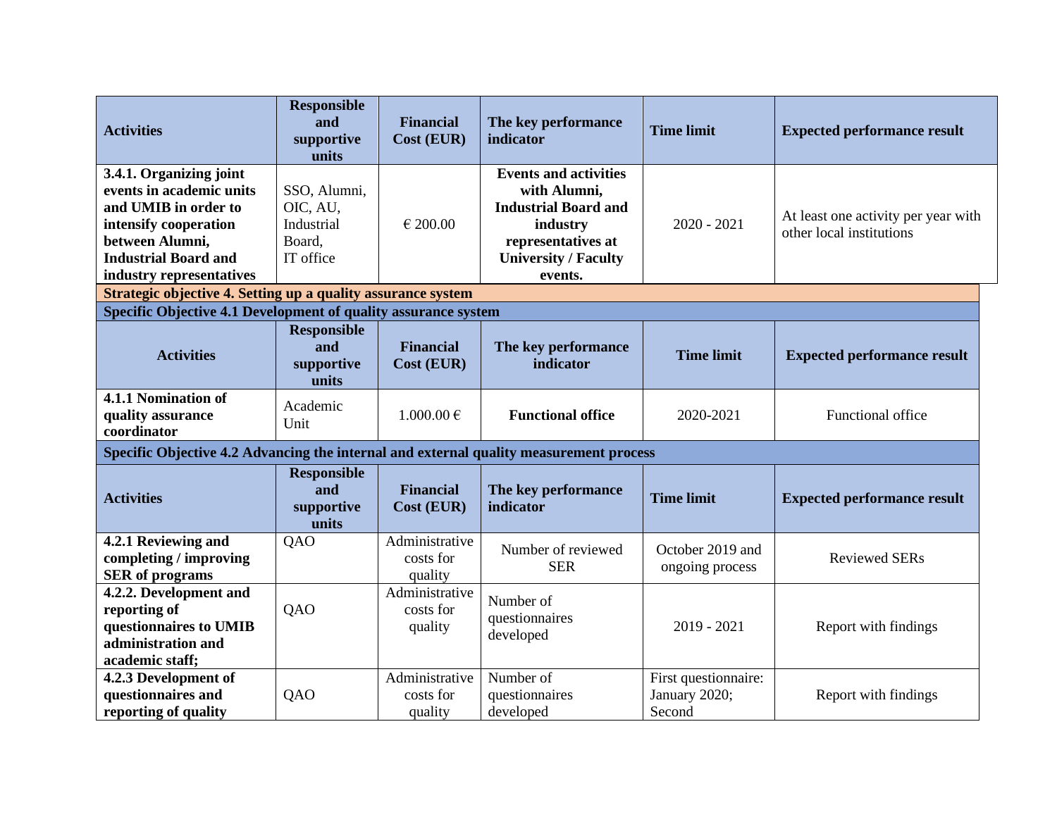| Activities | Responsible and supportive units | Financial Cost (EUR) | The key performance indicator | Time limit | Expected performance result |
|---|---|---|---|---|---|
| **3.4.1. Organizing joint events in academic units and UMIB in order to intensify cooperation between Alumni, Industrial Board and industry representatives** | SSO, Alumni, OIC, AU, Industrial Board, IT office | € 200.00 | **Events and activities with Alumni, Industrial Board and industry representatives at University / Faculty events.** | 2020 - 2021 | At least one activity per year with other local institutions |

**Strategic objective 4. Setting up a quality assurance system**

**Specific Objective 4.1 Development of quality assurance system**

| Activities | Responsible and supportive units | Financial Cost (EUR) | The key performance indicator | Time limit | Expected performance result |
|---|---|---|---|---|---|
| **4.1.1 Nomination of quality assurance coordinator** | Academic Unit | 1.000.00 € | **Functional office** | 2020-2021 | Functional office |

**Specific Objective 4.2 Advancing the internal and external quality measurement process**

| Activities | Responsible and supportive units | Financial Cost (EUR) | The key performance indicator | Time limit | Expected performance result |
|---|---|---|---|---|---|
| **4.2.1 Reviewing and completing / improving SER of programs** | QAO | Administrative costs for quality | Number of reviewed SER | October 2019 and ongoing process | Reviewed SERs |
| **4.2.2. Development and reporting of questionnaires to UMIB administration and academic staff;** | QAO | Administrative costs for quality | Number of questionnaires developed | 2019 - 2021 | Report with findings |
| **4.2.3 Development of questionnaires and reporting of quality** | QAO | Administrative costs for quality | Number of questionnaires developed | First questionnaire: January 2020; Second | Report with findings |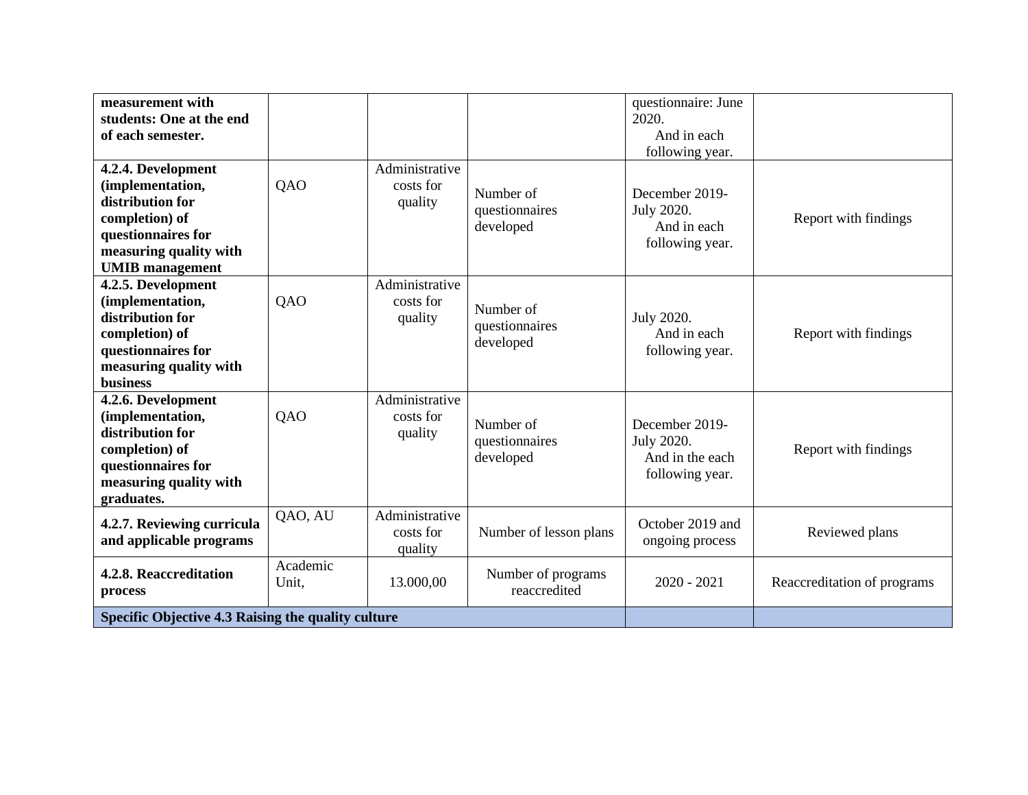| | | | | | |
|---|---|---|---|---|---|
| **measurement with students: One at the end of each semester.** | | | | questionnaire: June 2020. And in each following year. | |
| **4.2.4. Development (implementation, distribution for completion) of questionnaires for measuring quality with UMIB management** | QAO | Administrative costs for quality | Number of questionnaires developed | December 2019- July 2020. And in each following year. | Report with findings |
| **4.2.5. Development (implementation, distribution for completion) of questionnaires for measuring quality with business** | QAO | Administrative costs for quality | Number of questionnaires developed | July 2020. And in each following year. | Report with findings |
| **4.2.6. Development (implementation, distribution for completion) of questionnaires for measuring quality with graduates.** | QAO | Administrative costs for quality | Number of questionnaires developed | December 2019- July 2020. And in the each following year. | Report with findings |
| **4.2.7. Reviewing curricula and applicable programs** | QAO, AU | Administrative costs for quality | Number of lesson plans | October 2019 and ongoing process | Reviewed plans |
| **4.2.8. Reaccreditation process** | Academic Unit, | 13.000,00 | Number of programs reaccredited | 2020 - 2021 | Reaccreditation of programs |
| **Specific Objective 4.3 Raising the quality culture** | | | | | |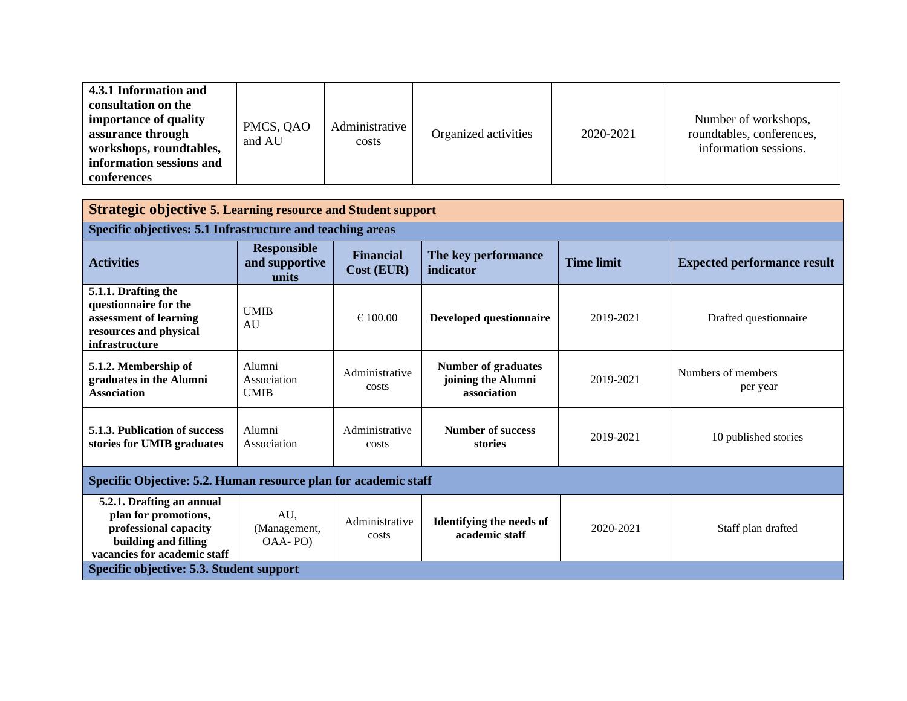| 4.3.1 Information and consultation on the importance of quality assurance through workshops, roundtables, information sessions and conferences | PMCS, QAO and AU | Administrative costs | Organized activities | 2020-2021 | Number of workshops, roundtables, conferences, information sessions. |
|---|---|---|---|---|---|

| **Strategic objective 5. Learning resource and Student support** | | | | | |
|---|---|---|---|---|---|
| **Specific objectives: 5.1 Infrastructure and teaching areas** | | | | | |
| **Activities** | **Responsible and supportive units** | **Financial Cost (EUR)** | **The key performance indicator** | **Time limit** | **Expected performance result** |
| **5.1.1. Drafting the questionnaire for the assessment of learning resources and physical infrastructure** | UMIB AU | € 100.00 | **Developed questionnaire** | 2019-2021 | Drafted questionnaire |
| **5.1.2. Membership of graduates in the Alumni Association** | Alumni Association UMIB | Administrative costs | **Number of graduates joining the Alumni association** | 2019-2021 | Numbers of members per year |
| **5.1.3. Publication of success stories for UMIB graduates** | Alumni Association | Administrative costs | **Number of success stories** | 2019-2021 | 10 published stories |
| **Specific Objective: 5.2. Human resource plan for academic staff** | | | | | |
| **5.2.1. Drafting an annual plan for promotions, professional capacity building and filling vacancies for academic staff** | AU, (Management, OAA- PO) | Administrative costs | **Identifying the needs of academic staff** | 2020-2021 | Staff plan drafted |
| **Specific objective: 5.3. Student support** | | | | | |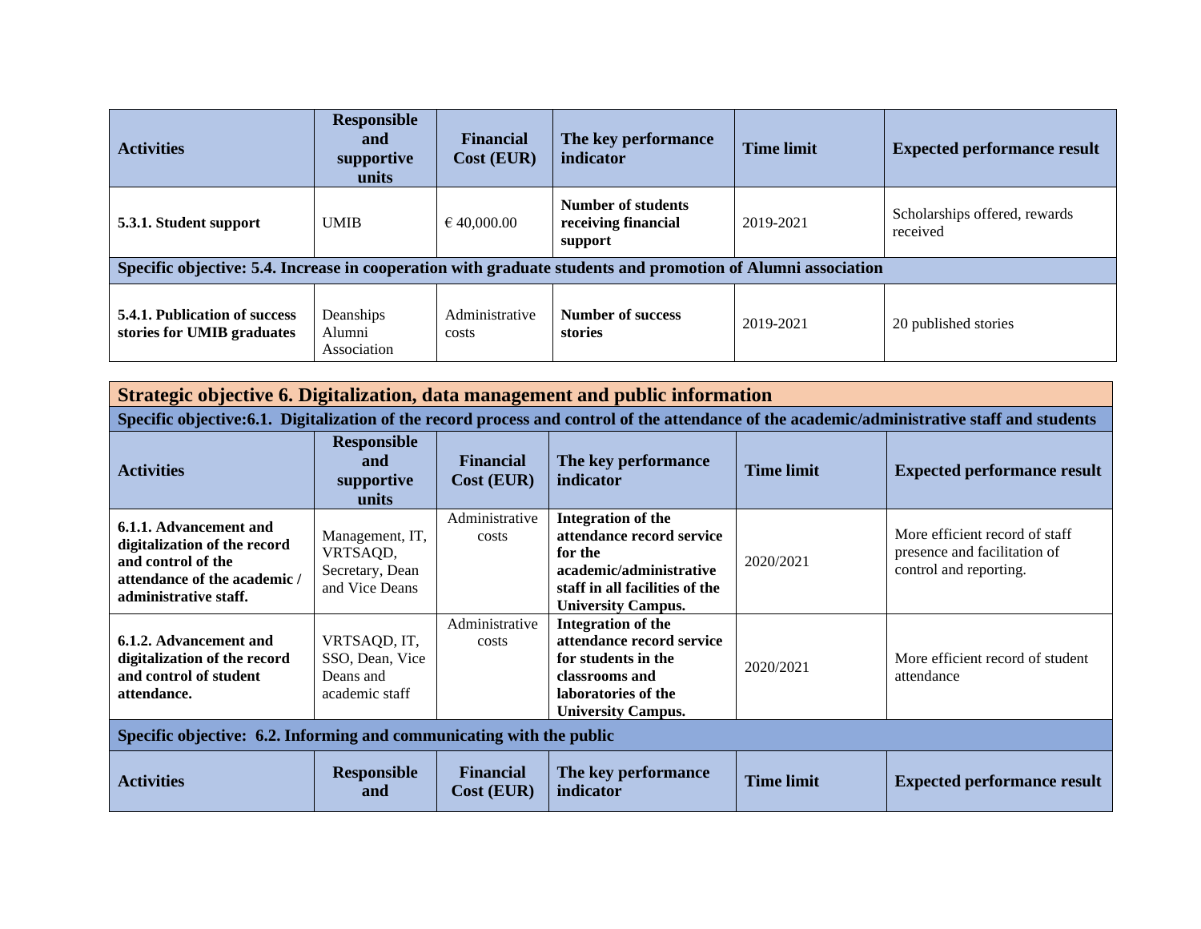| Activities | Responsible and supportive units | Financial Cost (EUR) | The key performance indicator | Time limit | Expected performance result |
|---|---|---|---|---|---|
| **5.3.1. Student support** | UMIB | € 40,000.00 | **Number of students receiving financial support** | 2019-2021 | Scholarships offered, rewards received |
| **Specific objective: 5.4. Increase in cooperation with graduate students and promotion of Alumni association** | | | | | |
| **5.4.1. Publication of success stories for UMIB graduates** | Deanships Alumni Association | Administrative costs | **Number of success stories** | 2019-2021 | 20 published stories |

| **Strategic objective 6. Digitalization, data management and public information** | | | | | |
|---|---|---|---|---|---|
| **Specific objective:6.1. Digitalization of the record process and control of the attendance of the academic/administrative staff and students** | | | | | |
| **Activities** | **Responsible and supportive units** | **Financial Cost (EUR)** | **The key performance indicator** | **Time limit** | **Expected performance result** |
| **6.1.1. Advancement and digitalization of the record and control of the attendance of the academic / administrative staff.** | Management, IT, VRTSAQD, Secretary, Dean and Vice Deans | Administrative costs | **Integration of the attendance record service for the academic/administrative staff in all facilities of the University Campus.** | 2020/2021 | More efficient record of staff presence and facilitation of control and reporting. |
| **6.1.2. Advancement and digitalization of the record and control of student attendance.** | VRTSAQD, IT, SSO, Dean, Vice Deans and academic staff | Administrative costs | **Integration of the attendance record service for students in the classrooms and laboratories of the University Campus.** | 2020/2021 | More efficient record of student attendance |
| **Specific objective: 6.2. Informing and communicating with the public** | | | | | |
| **Activities** | **Responsible and** | **Financial Cost (EUR)** | **The key performance indicator** | **Time limit** | **Expected performance result** |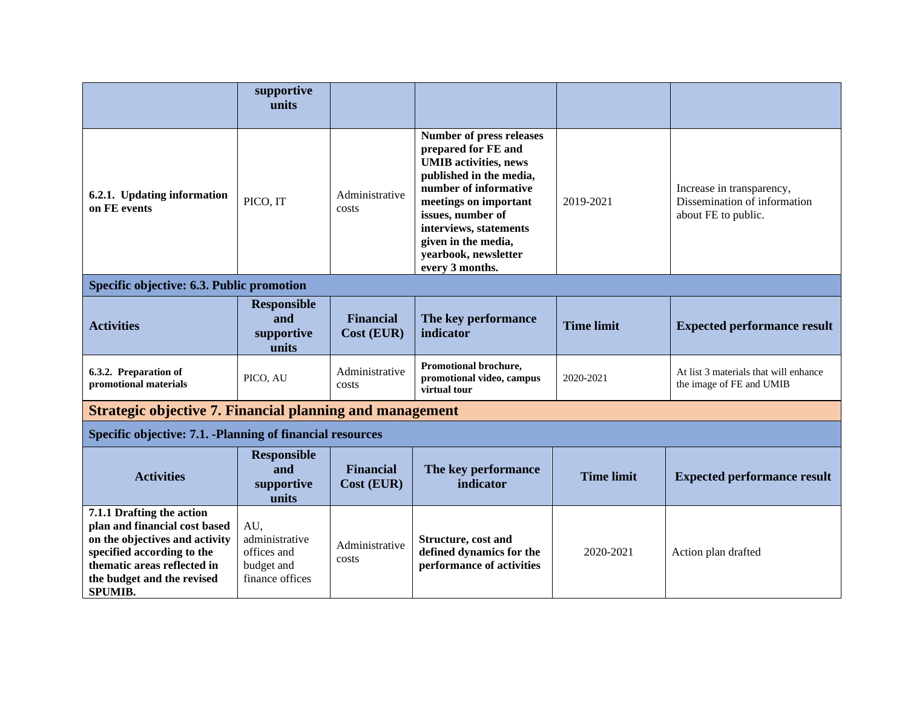| | supportive units | | | | |
|---|---|---|---|---|---|
| **6.2.1. Updating information on FE events** | PICO, IT | Administrative costs | **Number of press releases prepared for FE and UMIB activities, news published in the media, number of informative meetings on important issues, number of interviews, statements given in the media, yearbook, newsletter every 3 months.** | 2019-2021 | Increase in transparency, Dissemination of information about FE to public. |

**Specific objective: 6.3. Public promotion**

| Activities | Responsible and supportive units | Financial Cost (EUR) | The key performance indicator | Time limit | Expected performance result |
|---|---|---|---|---|---|
| **6.3.2. Preparation of promotional materials** | PICO, AU | Administrative costs | **Promotional brochure, promotional video, campus virtual tour** | 2020-2021 | At list 3 materials that will enhance the image of FE and UMIB |

## Strategic objective 7. Financial planning and management

**Specific objective: 7.1. -Planning of financial resources**

| Activities | Responsible and supportive units | Financial Cost (EUR) | The key performance indicator | Time limit | Expected performance result |
|---|---|---|---|---|---|
| **7.1.1 Drafting the action plan and financial cost based on the objectives and activity specified according to the thematic areas reflected in the budget and the revised SPUMIB.** | AU, administrative offices and budget and finance offices | Administrative costs | **Structure, cost and defined dynamics for the performance of activities** | 2020-2021 | Action plan drafted |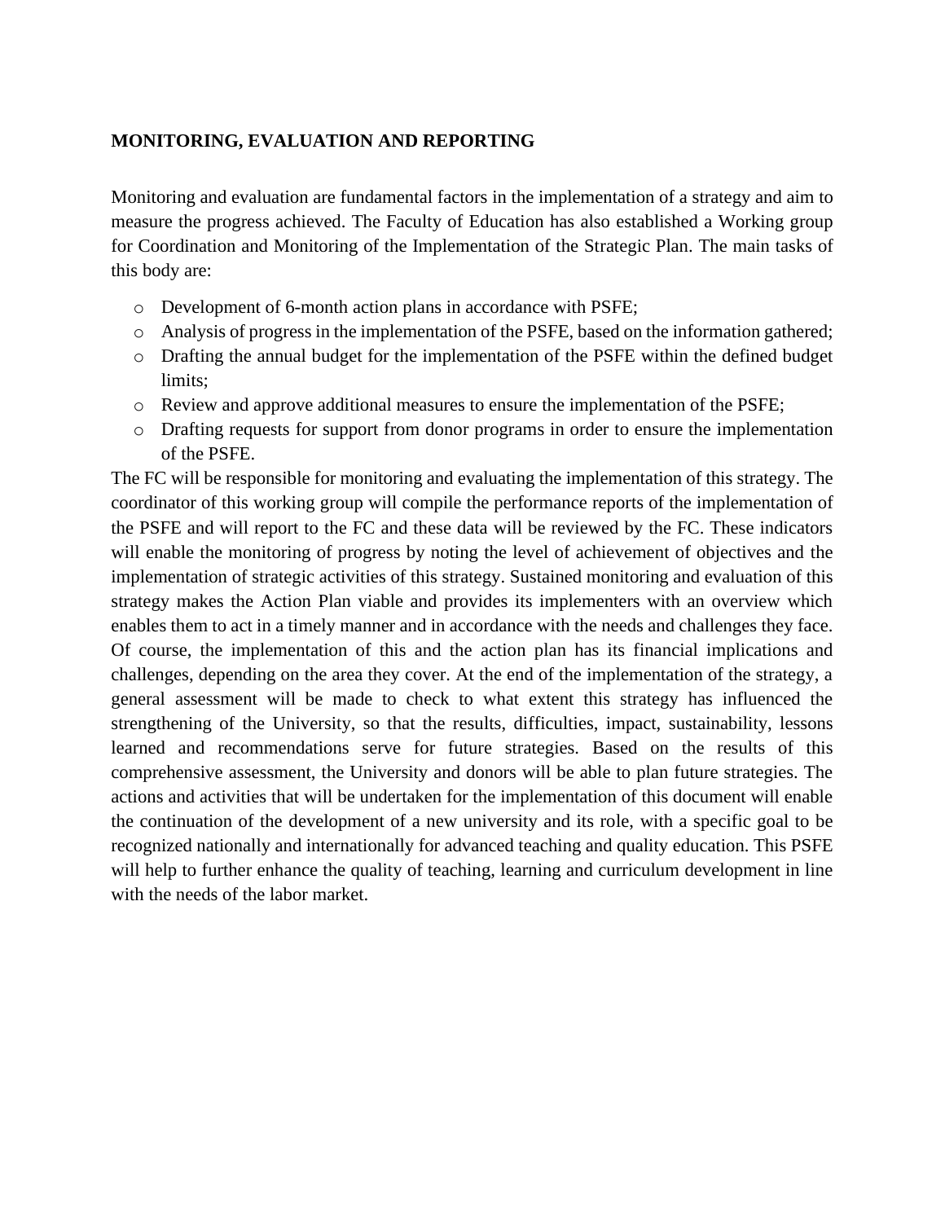## MONITORING, EVALUATION AND REPORTING

Monitoring and evaluation are fundamental factors in the implementation of a strategy and aim to measure the progress achieved. The Faculty of Education has also established a Working group for Coordination and Monitoring of the Implementation of the Strategic Plan. The main tasks of this body are:

- Development of 6-month action plans in accordance with PSFE;
- Analysis of progress in the implementation of the PSFE, based on the information gathered;
- Drafting the annual budget for the implementation of the PSFE within the defined budget limits;
- Review and approve additional measures to ensure the implementation of the PSFE;
- Drafting requests for support from donor programs in order to ensure the implementation of the PSFE.

The FC will be responsible for monitoring and evaluating the implementation of this strategy. The coordinator of this working group will compile the performance reports of the implementation of the PSFE and will report to the FC and these data will be reviewed by the FC. These indicators will enable the monitoring of progress by noting the level of achievement of objectives and the implementation of strategic activities of this strategy. Sustained monitoring and evaluation of this strategy makes the Action Plan viable and provides its implementers with an overview which enables them to act in a timely manner and in accordance with the needs and challenges they face. Of course, the implementation of this and the action plan has its financial implications and challenges, depending on the area they cover. At the end of the implementation of the strategy, a general assessment will be made to check to what extent this strategy has influenced the strengthening of the University, so that the results, difficulties, impact, sustainability, lessons learned and recommendations serve for future strategies. Based on the results of this comprehensive assessment, the University and donors will be able to plan future strategies. The actions and activities that will be undertaken for the implementation of this document will enable the continuation of the development of a new university and its role, with a specific goal to be recognized nationally and internationally for advanced teaching and quality education. This PSFE will help to further enhance the quality of teaching, learning and curriculum development in line with the needs of the labor market.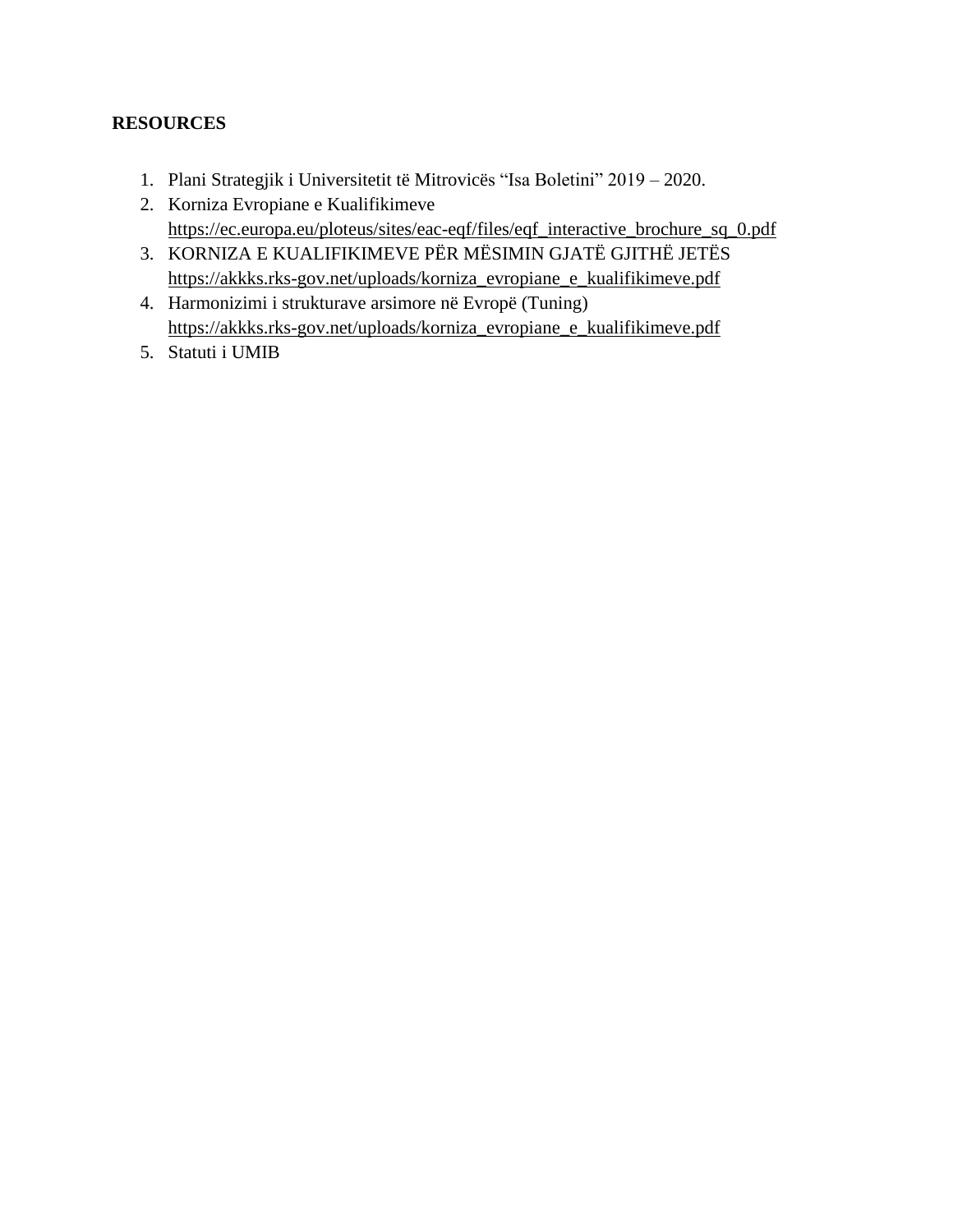**RESOURCES**

1. Plani Strategjik i Universitetit të Mitrovicës "Isa Boletini" 2019 – 2020.
2. Korniza Evropiane e Kualifikimeve https://ec.europa.eu/ploteus/sites/eac-eqf/files/eqf_interactive_brochure_sq_0.pdf
3. KORNIZA E KUALIFIKIMEVE PËR MËSIMIN GJATË GJITHË JETËS https://akkks.rks-gov.net/uploads/korniza_evropiane_e_kualifikimeve.pdf
4. Harmonizimi i strukturave arsimore në Evropë (Tuning) https://akkks.rks-gov.net/uploads/korniza_evropiane_e_kualifikimeve.pdf
5. Statuti i UMIB